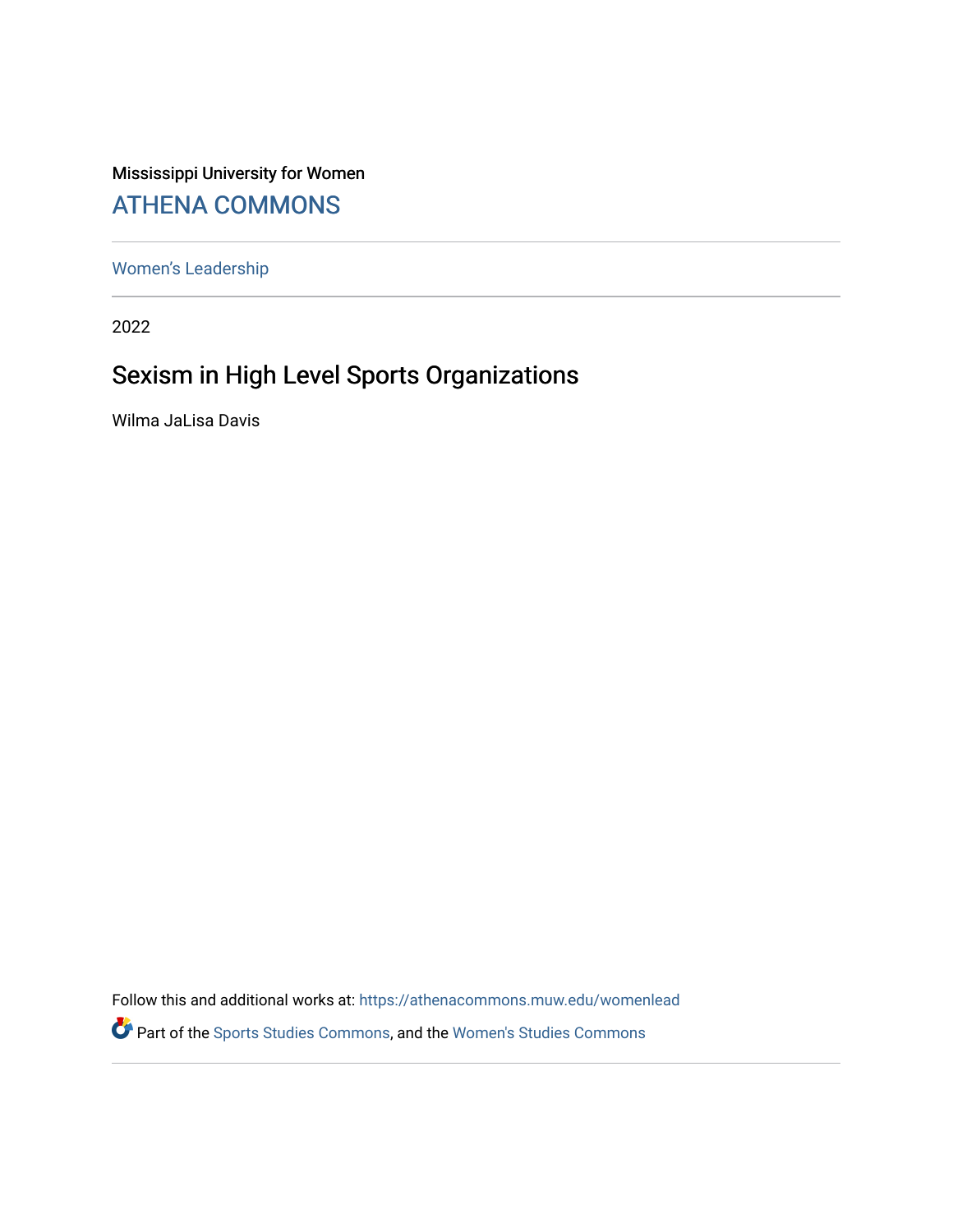Mississippi University for Women

# ATHENA COMMONS

Women's Leadership

2022

## Sexism in High Level Sports Organizations

Wilma JaLisa Davis

Follow this and additional works at: https://athenacommons.muw.edu/womenlead

Part of the Sports Studies Commons, and the Women's Studies Commons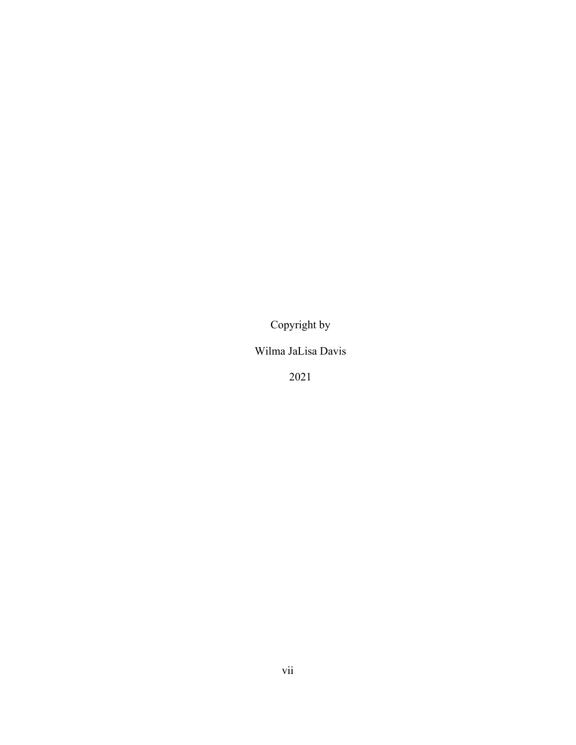Copyright by

Wilma JaLisa Davis

2021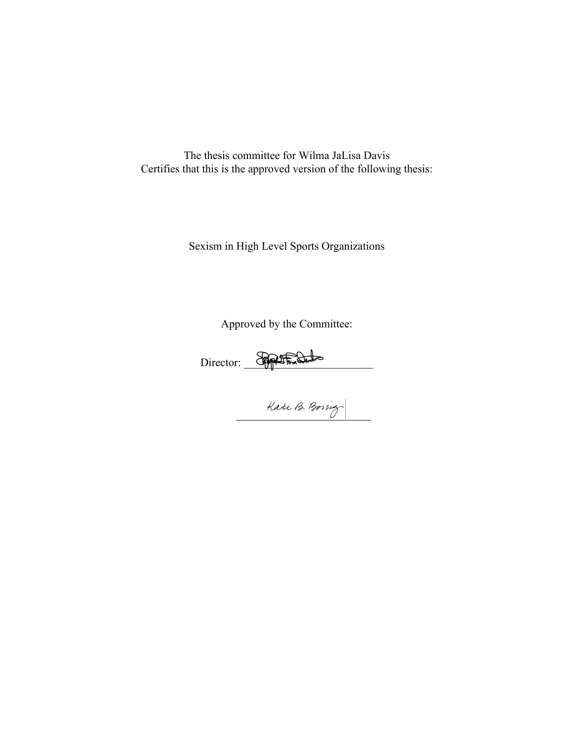The thesis committee for Wilma JaLisa Davis
Certifies that this is the approved version of the following thesis:

Sexism in High Level Sports Organizations

Approved by the Committee:

Director: ____________________________

____________________________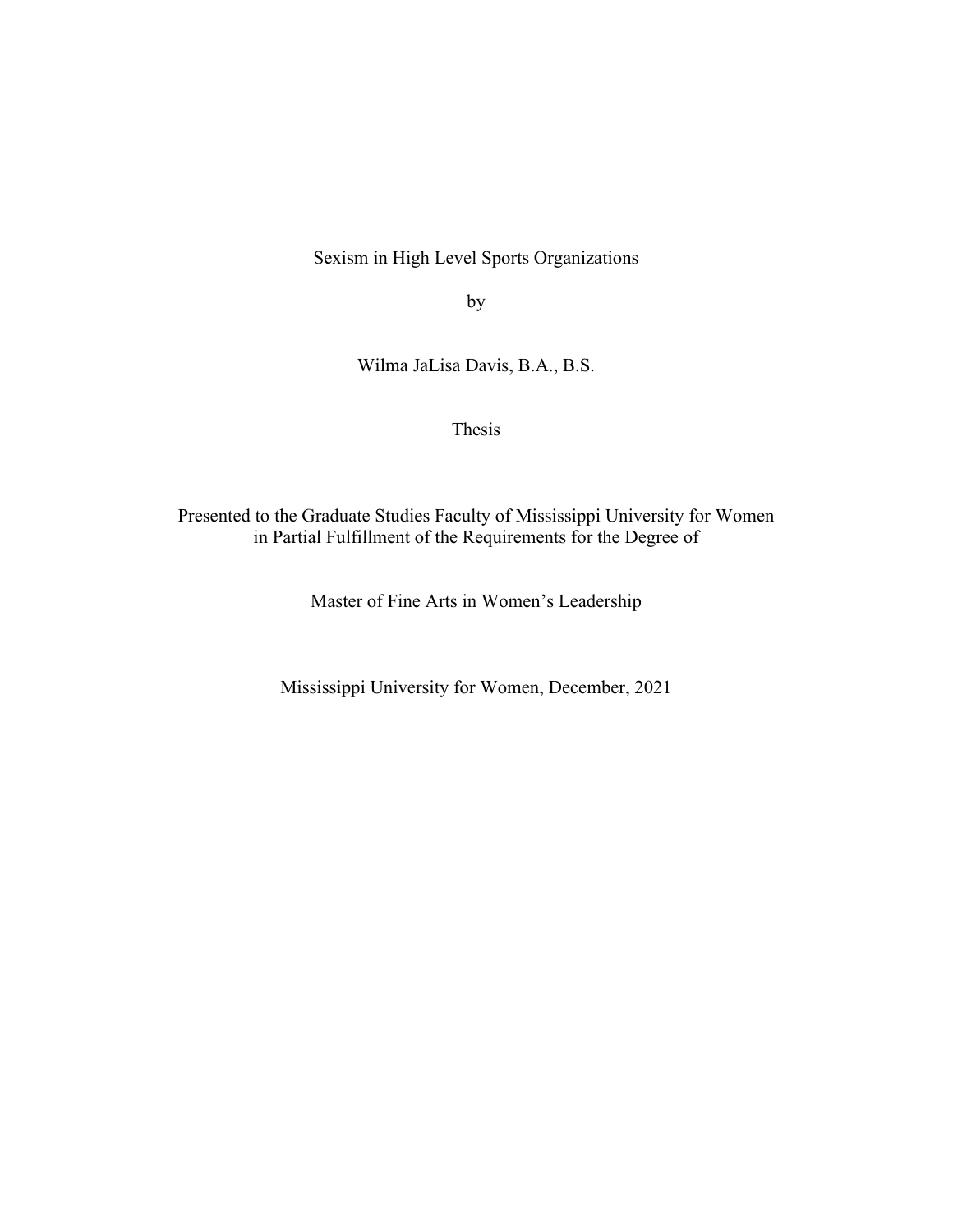Sexism in High Level Sports Organizations

by

Wilma JaLisa Davis, B.A., B.S.

Thesis

Presented to the Graduate Studies Faculty of Mississippi University for Women
in Partial Fulfillment of the Requirements for the Degree of

Master of Fine Arts in Women's Leadership

Mississippi University for Women, December, 2021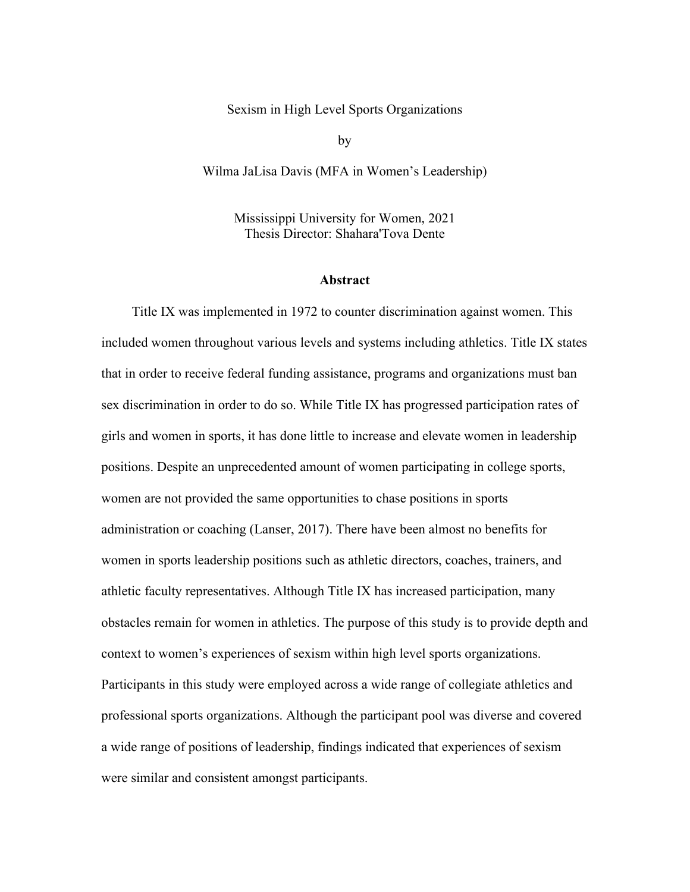Sexism in High Level Sports Organizations

by

Wilma JaLisa Davis (MFA in Women's Leadership)

Mississippi University for Women, 2021
Thesis Director: Shahara'Tova Dente

## Abstract

Title IX was implemented in 1972 to counter discrimination against women. This included women throughout various levels and systems including athletics. Title IX states that in order to receive federal funding assistance, programs and organizations must ban sex discrimination in order to do so. While Title IX has progressed participation rates of girls and women in sports, it has done little to increase and elevate women in leadership positions. Despite an unprecedented amount of women participating in college sports, women are not provided the same opportunities to chase positions in sports administration or coaching (Lanser, 2017). There have been almost no benefits for women in sports leadership positions such as athletic directors, coaches, trainers, and athletic faculty representatives. Although Title IX has increased participation, many obstacles remain for women in athletics. The purpose of this study is to provide depth and context to women's experiences of sexism within high level sports organizations. Participants in this study were employed across a wide range of collegiate athletics and professional sports organizations. Although the participant pool was diverse and covered a wide range of positions of leadership, findings indicated that experiences of sexism were similar and consistent amongst participants.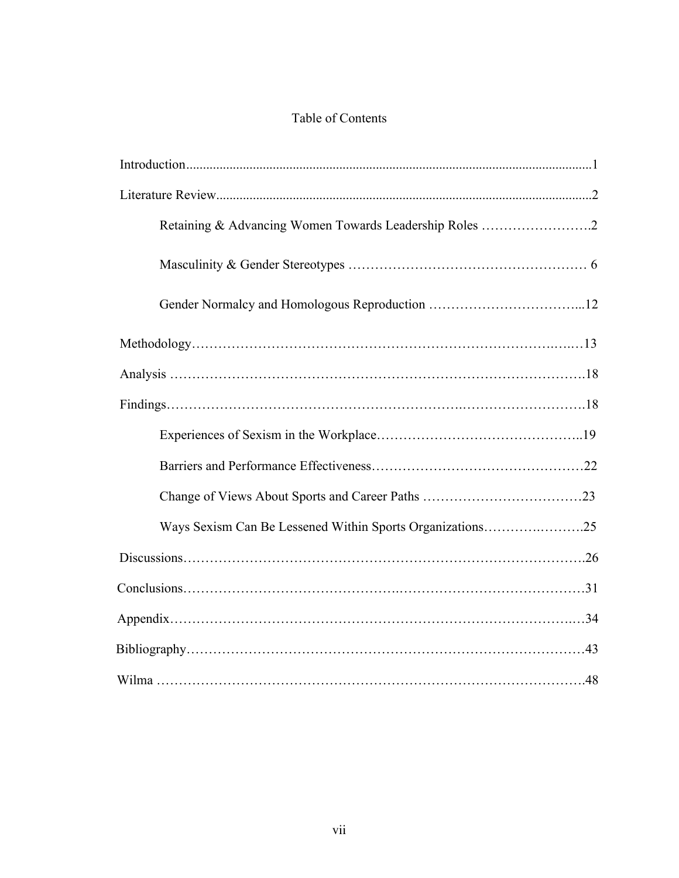# Table of Contents

Introduction........................................................................................................................1

Literature Review.................................................................................................................2

- Retaining & Advancing Women Towards Leadership Roles ……………………….2
- Masculinity & Gender Stereotypes ……………………………………………… 6
- Gender Normalcy and Homologous Reproduction ……………………………...12

Methodology……………………………………………………………………….….…13

Analysis ……………………………………………………………………………….18

Findings……………………………………………………………………………….18

- Experiences of Sexism in the Workplace……………………………………..19
- Barriers and Performance Effectiveness………………………………………22
- Change of Views About Sports and Career Paths ……………………………23
- Ways Sexism Can Be Lessened Within Sports Organizations……….……….25

Discussions…………………………………………………………………………….26

Conclusions……………………………………………………………………………31

Appendix……………………………………………………………………………….34

Bibliography…………………………………………………………………………43

Wilma ………………………………………………………………………………….48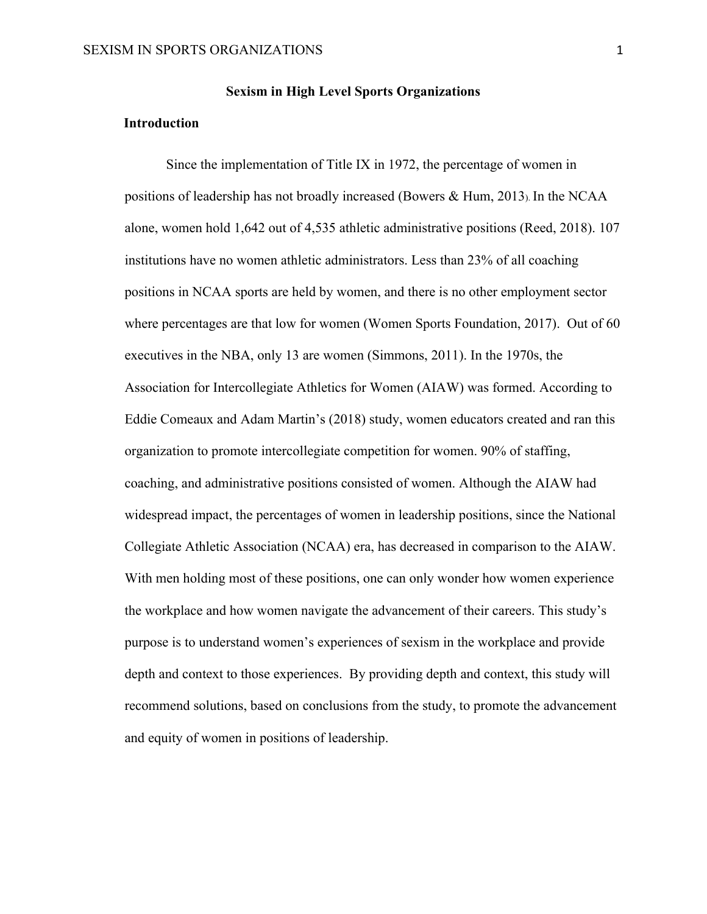**Sexism in High Level Sports Organizations**

## Introduction

Since the implementation of Title IX in 1972, the percentage of women in positions of leadership has not broadly increased (Bowers & Hum, 2013). In the NCAA alone, women hold 1,642 out of 4,535 athletic administrative positions (Reed, 2018). 107 institutions have no women athletic administrators. Less than 23% of all coaching positions in NCAA sports are held by women, and there is no other employment sector where percentages are that low for women (Women Sports Foundation, 2017). Out of 60 executives in the NBA, only 13 are women (Simmons, 2011). In the 1970s, the Association for Intercollegiate Athletics for Women (AIAW) was formed. According to Eddie Comeaux and Adam Martin's (2018) study, women educators created and ran this organization to promote intercollegiate competition for women. 90% of staffing, coaching, and administrative positions consisted of women. Although the AIAW had widespread impact, the percentages of women in leadership positions, since the National Collegiate Athletic Association (NCAA) era, has decreased in comparison to the AIAW. With men holding most of these positions, one can only wonder how women experience the workplace and how women navigate the advancement of their careers. This study's purpose is to understand women's experiences of sexism in the workplace and provide depth and context to those experiences. By providing depth and context, this study will recommend solutions, based on conclusions from the study, to promote the advancement and equity of women in positions of leadership.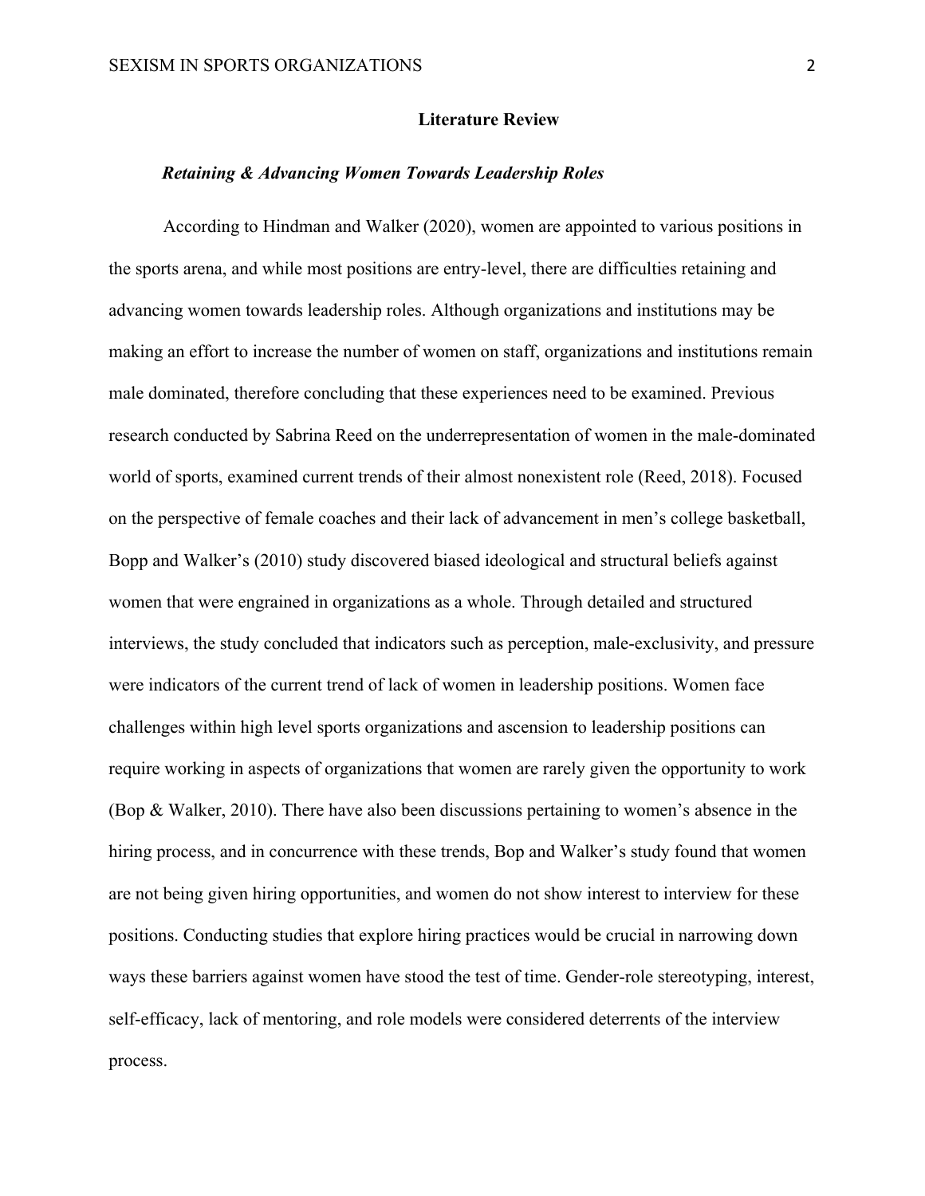## Literature Review

### *Retaining & Advancing Women Towards Leadership Roles*

According to Hindman and Walker (2020), women are appointed to various positions in the sports arena, and while most positions are entry-level, there are difficulties retaining and advancing women towards leadership roles. Although organizations and institutions may be making an effort to increase the number of women on staff, organizations and institutions remain male dominated, therefore concluding that these experiences need to be examined. Previous research conducted by Sabrina Reed on the underrepresentation of women in the male-dominated world of sports, examined current trends of their almost nonexistent role (Reed, 2018). Focused on the perspective of female coaches and their lack of advancement in men's college basketball, Bopp and Walker's (2010) study discovered biased ideological and structural beliefs against women that were engrained in organizations as a whole. Through detailed and structured interviews, the study concluded that indicators such as perception, male-exclusivity, and pressure were indicators of the current trend of lack of women in leadership positions. Women face challenges within high level sports organizations and ascension to leadership positions can require working in aspects of organizations that women are rarely given the opportunity to work (Bop & Walker, 2010). There have also been discussions pertaining to women's absence in the hiring process, and in concurrence with these trends, Bop and Walker's study found that women are not being given hiring opportunities, and women do not show interest to interview for these positions. Conducting studies that explore hiring practices would be crucial in narrowing down ways these barriers against women have stood the test of time. Gender-role stereotyping, interest, self-efficacy, lack of mentoring, and role models were considered deterrents of the interview process.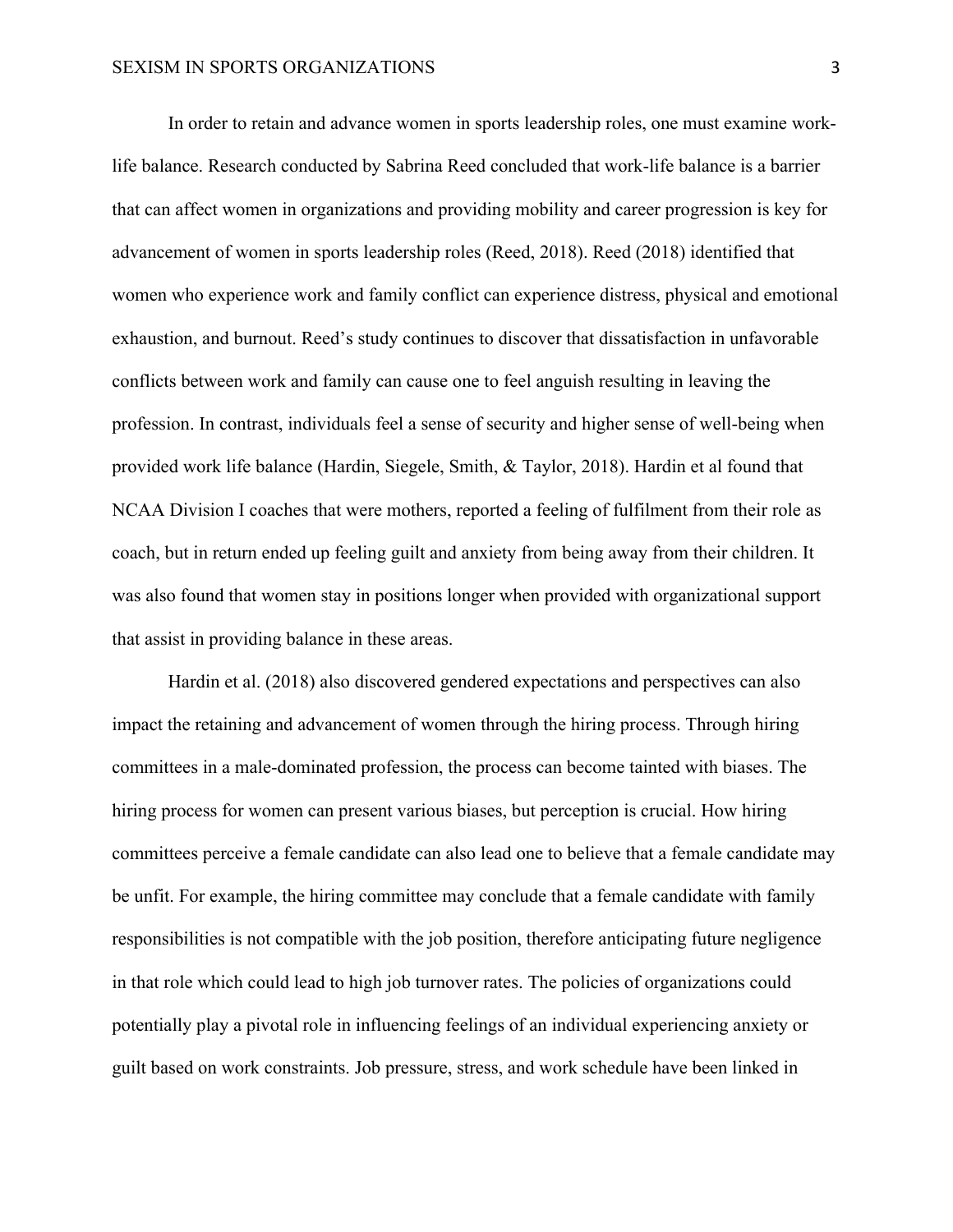In order to retain and advance women in sports leadership roles, one must examine work-life balance. Research conducted by Sabrina Reed concluded that work-life balance is a barrier that can affect women in organizations and providing mobility and career progression is key for advancement of women in sports leadership roles (Reed, 2018). Reed (2018) identified that women who experience work and family conflict can experience distress, physical and emotional exhaustion, and burnout. Reed's study continues to discover that dissatisfaction in unfavorable conflicts between work and family can cause one to feel anguish resulting in leaving the profession. In contrast, individuals feel a sense of security and higher sense of well-being when provided work life balance (Hardin, Siegele, Smith, & Taylor, 2018). Hardin et al found that NCAA Division I coaches that were mothers, reported a feeling of fulfilment from their role as coach, but in return ended up feeling guilt and anxiety from being away from their children. It was also found that women stay in positions longer when provided with organizational support that assist in providing balance in these areas.

Hardin et al. (2018) also discovered gendered expectations and perspectives can also impact the retaining and advancement of women through the hiring process. Through hiring committees in a male-dominated profession, the process can become tainted with biases. The hiring process for women can present various biases, but perception is crucial. How hiring committees perceive a female candidate can also lead one to believe that a female candidate may be unfit. For example, the hiring committee may conclude that a female candidate with family responsibilities is not compatible with the job position, therefore anticipating future negligence in that role which could lead to high job turnover rates. The policies of organizations could potentially play a pivotal role in influencing feelings of an individual experiencing anxiety or guilt based on work constraints. Job pressure, stress, and work schedule have been linked in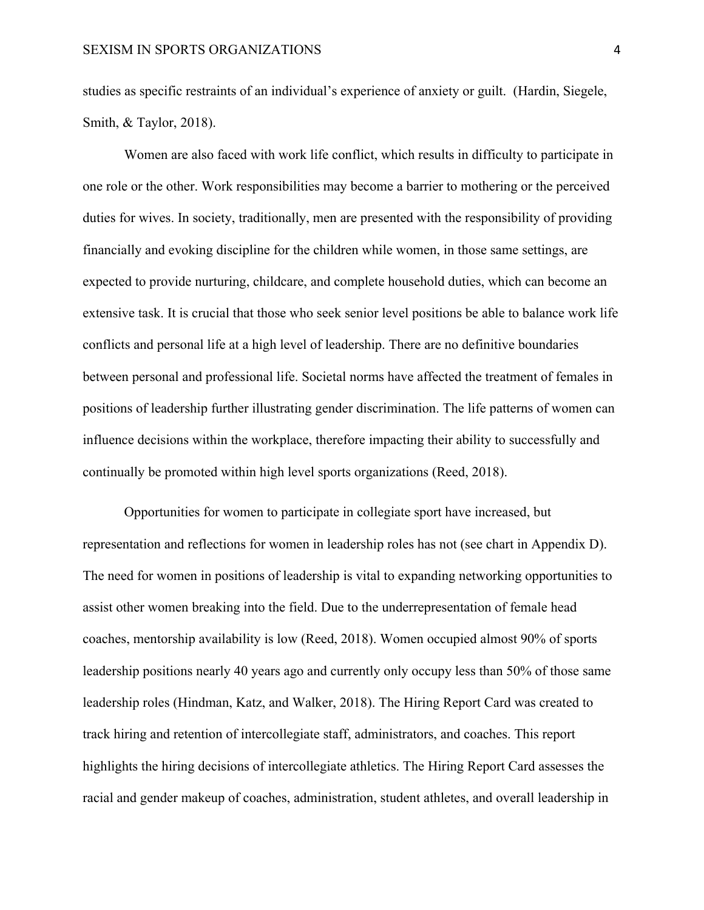studies as specific restraints of an individual's experience of anxiety or guilt. (Hardin, Siegele, Smith, & Taylor, 2018).

Women are also faced with work life conflict, which results in difficulty to participate in one role or the other. Work responsibilities may become a barrier to mothering or the perceived duties for wives. In society, traditionally, men are presented with the responsibility of providing financially and evoking discipline for the children while women, in those same settings, are expected to provide nurturing, childcare, and complete household duties, which can become an extensive task. It is crucial that those who seek senior level positions be able to balance work life conflicts and personal life at a high level of leadership. There are no definitive boundaries between personal and professional life. Societal norms have affected the treatment of females in positions of leadership further illustrating gender discrimination. The life patterns of women can influence decisions within the workplace, therefore impacting their ability to successfully and continually be promoted within high level sports organizations (Reed, 2018).

Opportunities for women to participate in collegiate sport have increased, but representation and reflections for women in leadership roles has not (see chart in Appendix D). The need for women in positions of leadership is vital to expanding networking opportunities to assist other women breaking into the field. Due to the underrepresentation of female head coaches, mentorship availability is low (Reed, 2018). Women occupied almost 90% of sports leadership positions nearly 40 years ago and currently only occupy less than 50% of those same leadership roles (Hindman, Katz, and Walker, 2018). The Hiring Report Card was created to track hiring and retention of intercollegiate staff, administrators, and coaches. This report highlights the hiring decisions of intercollegiate athletics. The Hiring Report Card assesses the racial and gender makeup of coaches, administration, student athletes, and overall leadership in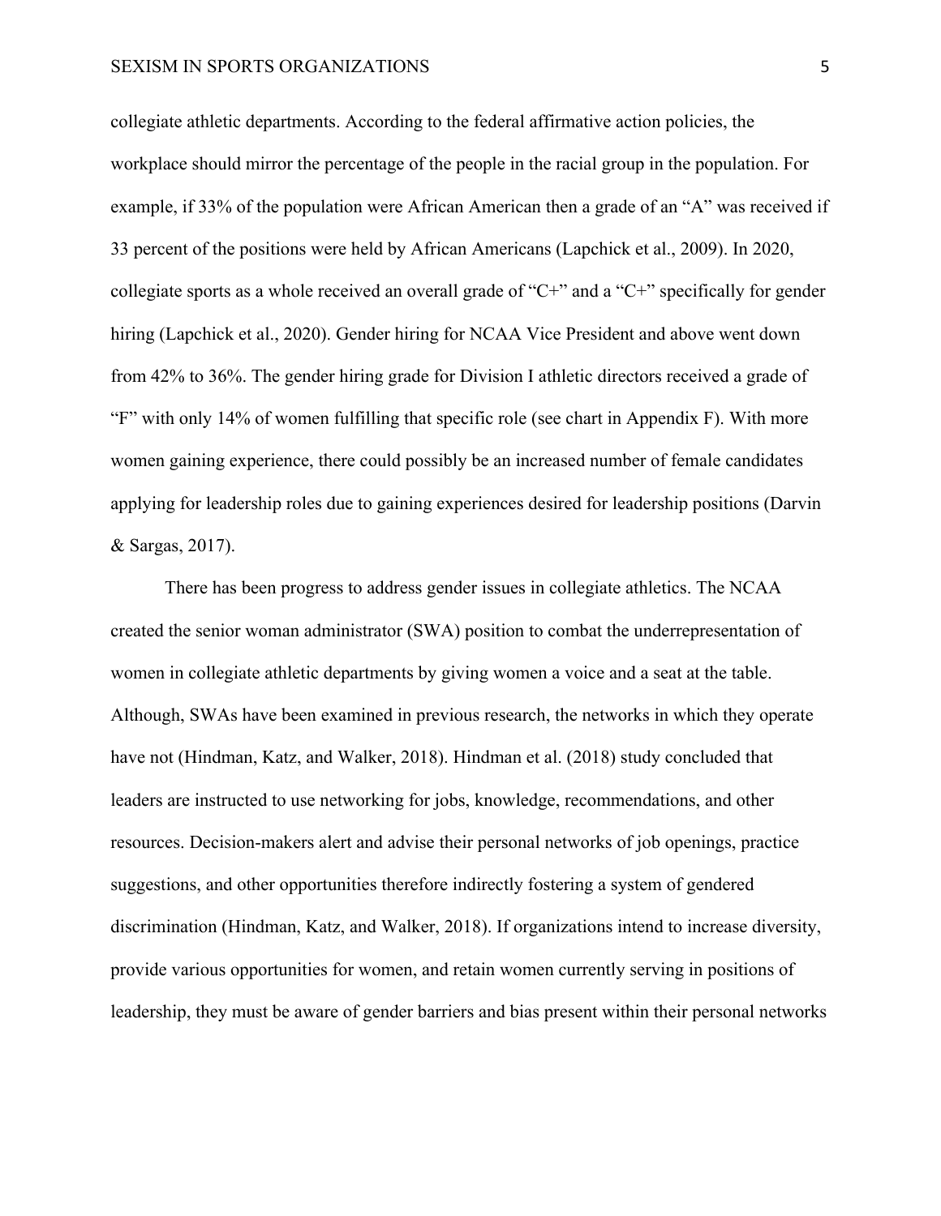collegiate athletic departments. According to the federal affirmative action policies, the workplace should mirror the percentage of the people in the racial group in the population. For example, if 33% of the population were African American then a grade of an "A" was received if 33 percent of the positions were held by African Americans (Lapchick et al., 2009). In 2020, collegiate sports as a whole received an overall grade of "C+" and a "C+" specifically for gender hiring (Lapchick et al., 2020). Gender hiring for NCAA Vice President and above went down from 42% to 36%. The gender hiring grade for Division I athletic directors received a grade of "F" with only 14% of women fulfilling that specific role (see chart in Appendix F). With more women gaining experience, there could possibly be an increased number of female candidates applying for leadership roles due to gaining experiences desired for leadership positions (Darvin & Sargas, 2017).

There has been progress to address gender issues in collegiate athletics. The NCAA created the senior woman administrator (SWA) position to combat the underrepresentation of women in collegiate athletic departments by giving women a voice and a seat at the table. Although, SWAs have been examined in previous research, the networks in which they operate have not (Hindman, Katz, and Walker, 2018). Hindman et al. (2018) study concluded that leaders are instructed to use networking for jobs, knowledge, recommendations, and other resources. Decision-makers alert and advise their personal networks of job openings, practice suggestions, and other opportunities therefore indirectly fostering a system of gendered discrimination (Hindman, Katz, and Walker, 2018). If organizations intend to increase diversity, provide various opportunities for women, and retain women currently serving in positions of leadership, they must be aware of gender barriers and bias present within their personal networks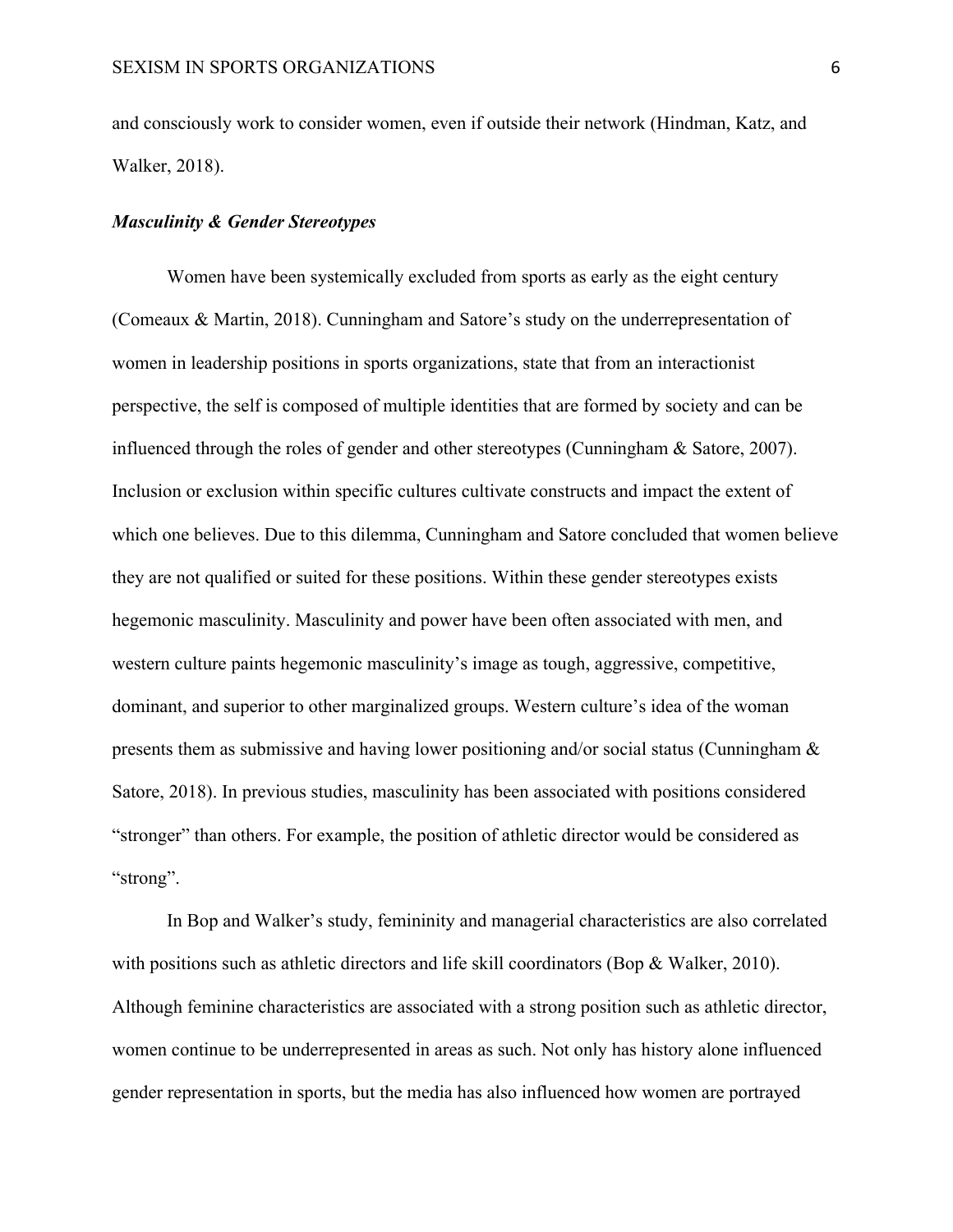and consciously work to consider women, even if outside their network (Hindman, Katz, and Walker, 2018).

***Masculinity & Gender Stereotypes***

Women have been systemically excluded from sports as early as the eight century (Comeaux & Martin, 2018). Cunningham and Satore's study on the underrepresentation of women in leadership positions in sports organizations, state that from an interactionist perspective, the self is composed of multiple identities that are formed by society and can be influenced through the roles of gender and other stereotypes (Cunningham & Satore, 2007). Inclusion or exclusion within specific cultures cultivate constructs and impact the extent of which one believes. Due to this dilemma, Cunningham and Satore concluded that women believe they are not qualified or suited for these positions. Within these gender stereotypes exists hegemonic masculinity. Masculinity and power have been often associated with men, and western culture paints hegemonic masculinity's image as tough, aggressive, competitive, dominant, and superior to other marginalized groups. Western culture's idea of the woman presents them as submissive and having lower positioning and/or social status (Cunningham & Satore, 2018). In previous studies, masculinity has been associated with positions considered "stronger" than others. For example, the position of athletic director would be considered as "strong".

In Bop and Walker's study, femininity and managerial characteristics are also correlated with positions such as athletic directors and life skill coordinators (Bop & Walker, 2010). Although feminine characteristics are associated with a strong position such as athletic director, women continue to be underrepresented in areas as such. Not only has history alone influenced gender representation in sports, but the media has also influenced how women are portrayed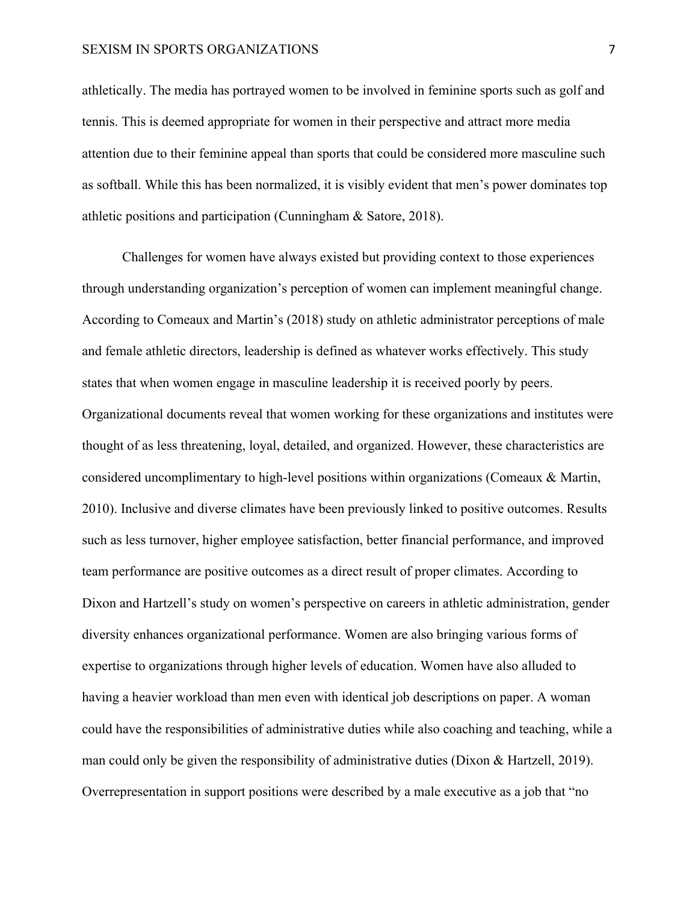athletically. The media has portrayed women to be involved in feminine sports such as golf and tennis. This is deemed appropriate for women in their perspective and attract more media attention due to their feminine appeal than sports that could be considered more masculine such as softball. While this has been normalized, it is visibly evident that men's power dominates top athletic positions and participation (Cunningham & Satore, 2018).

Challenges for women have always existed but providing context to those experiences through understanding organization's perception of women can implement meaningful change. According to Comeaux and Martin's (2018) study on athletic administrator perceptions of male and female athletic directors, leadership is defined as whatever works effectively. This study states that when women engage in masculine leadership it is received poorly by peers. Organizational documents reveal that women working for these organizations and institutes were thought of as less threatening, loyal, detailed, and organized. However, these characteristics are considered uncomplimentary to high-level positions within organizations (Comeaux & Martin, 2010). Inclusive and diverse climates have been previously linked to positive outcomes. Results such as less turnover, higher employee satisfaction, better financial performance, and improved team performance are positive outcomes as a direct result of proper climates. According to Dixon and Hartzell's study on women's perspective on careers in athletic administration, gender diversity enhances organizational performance. Women are also bringing various forms of expertise to organizations through higher levels of education. Women have also alluded to having a heavier workload than men even with identical job descriptions on paper. A woman could have the responsibilities of administrative duties while also coaching and teaching, while a man could only be given the responsibility of administrative duties (Dixon & Hartzell, 2019). Overrepresentation in support positions were described by a male executive as a job that "no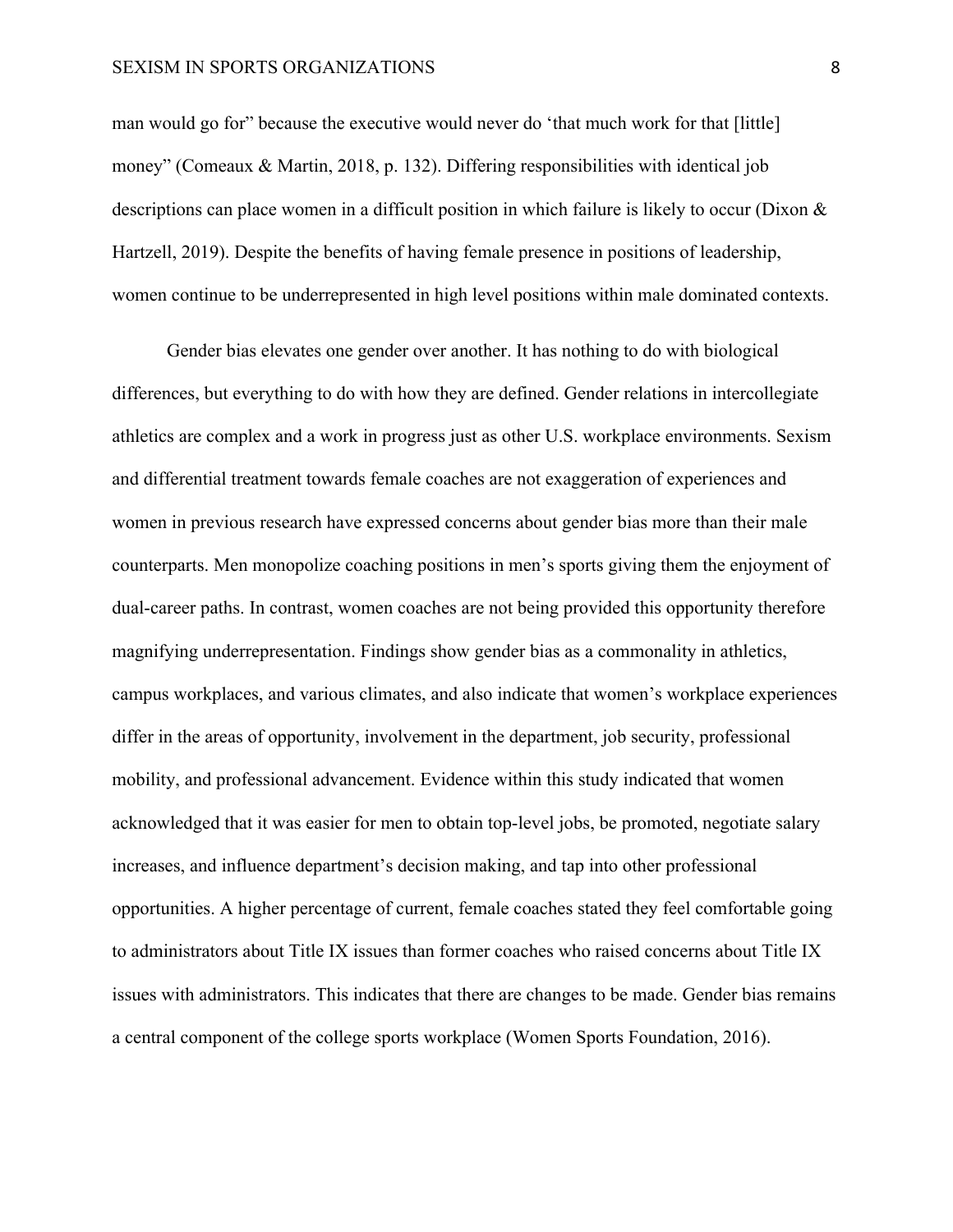man would go for" because the executive would never do 'that much work for that [little] money" (Comeaux & Martin, 2018, p. 132). Differing responsibilities with identical job descriptions can place women in a difficult position in which failure is likely to occur (Dixon & Hartzell, 2019). Despite the benefits of having female presence in positions of leadership, women continue to be underrepresented in high level positions within male dominated contexts.

Gender bias elevates one gender over another. It has nothing to do with biological differences, but everything to do with how they are defined. Gender relations in intercollegiate athletics are complex and a work in progress just as other U.S. workplace environments. Sexism and differential treatment towards female coaches are not exaggeration of experiences and women in previous research have expressed concerns about gender bias more than their male counterparts. Men monopolize coaching positions in men's sports giving them the enjoyment of dual-career paths. In contrast, women coaches are not being provided this opportunity therefore magnifying underrepresentation. Findings show gender bias as a commonality in athletics, campus workplaces, and various climates, and also indicate that women's workplace experiences differ in the areas of opportunity, involvement in the department, job security, professional mobility, and professional advancement. Evidence within this study indicated that women acknowledged that it was easier for men to obtain top-level jobs, be promoted, negotiate salary increases, and influence department's decision making, and tap into other professional opportunities. A higher percentage of current, female coaches stated they feel comfortable going to administrators about Title IX issues than former coaches who raised concerns about Title IX issues with administrators. This indicates that there are changes to be made. Gender bias remains a central component of the college sports workplace (Women Sports Foundation, 2016).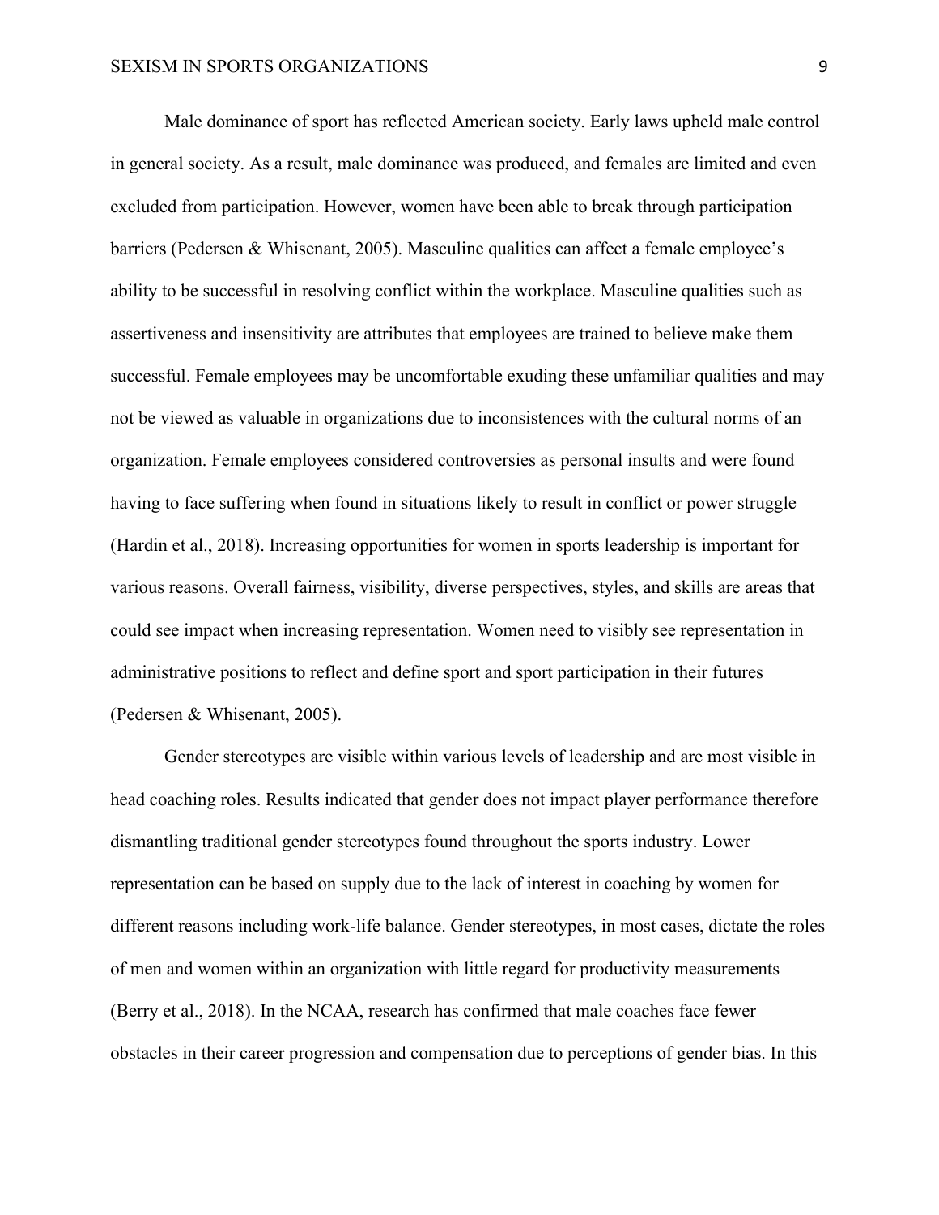Male dominance of sport has reflected American society. Early laws upheld male control in general society. As a result, male dominance was produced, and females are limited and even excluded from participation. However, women have been able to break through participation barriers (Pedersen & Whisenant, 2005). Masculine qualities can affect a female employee's ability to be successful in resolving conflict within the workplace. Masculine qualities such as assertiveness and insensitivity are attributes that employees are trained to believe make them successful. Female employees may be uncomfortable exuding these unfamiliar qualities and may not be viewed as valuable in organizations due to inconsistences with the cultural norms of an organization. Female employees considered controversies as personal insults and were found having to face suffering when found in situations likely to result in conflict or power struggle (Hardin et al., 2018). Increasing opportunities for women in sports leadership is important for various reasons. Overall fairness, visibility, diverse perspectives, styles, and skills are areas that could see impact when increasing representation. Women need to visibly see representation in administrative positions to reflect and define sport and sport participation in their futures (Pedersen & Whisenant, 2005).

Gender stereotypes are visible within various levels of leadership and are most visible in head coaching roles. Results indicated that gender does not impact player performance therefore dismantling traditional gender stereotypes found throughout the sports industry. Lower representation can be based on supply due to the lack of interest in coaching by women for different reasons including work-life balance. Gender stereotypes, in most cases, dictate the roles of men and women within an organization with little regard for productivity measurements (Berry et al., 2018). In the NCAA, research has confirmed that male coaches face fewer obstacles in their career progression and compensation due to perceptions of gender bias. In this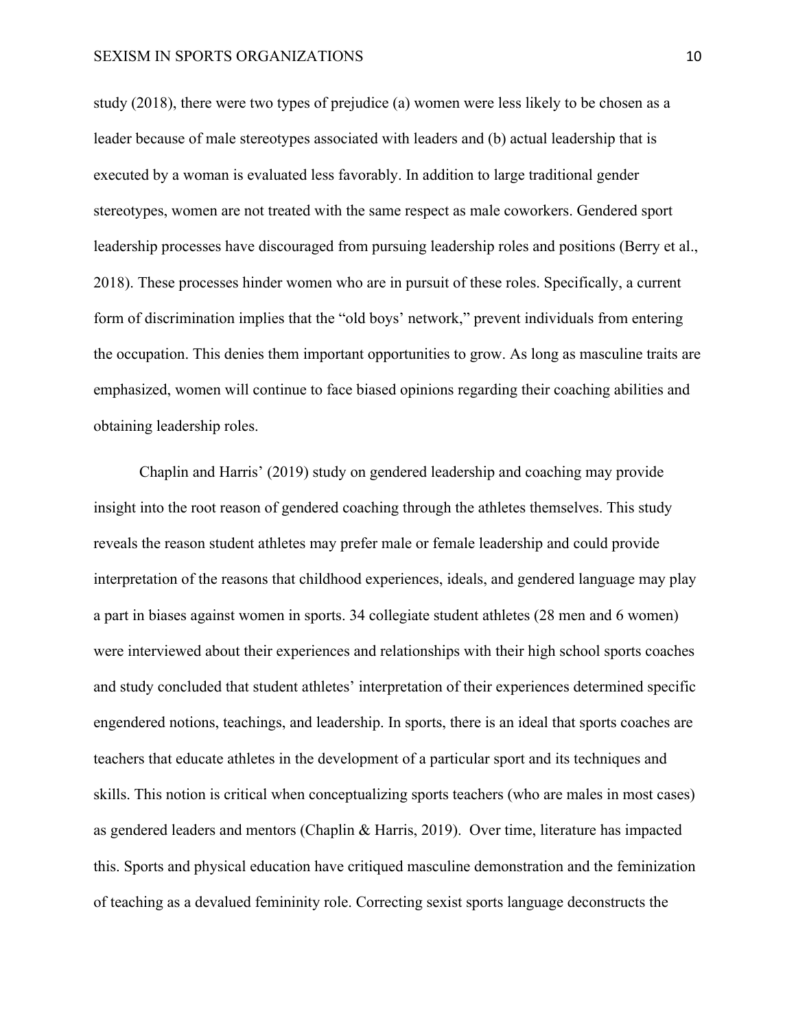study (2018), there were two types of prejudice (a) women were less likely to be chosen as a leader because of male stereotypes associated with leaders and (b) actual leadership that is executed by a woman is evaluated less favorably. In addition to large traditional gender stereotypes, women are not treated with the same respect as male coworkers. Gendered sport leadership processes have discouraged from pursuing leadership roles and positions (Berry et al., 2018). These processes hinder women who are in pursuit of these roles. Specifically, a current form of discrimination implies that the "old boys' network," prevent individuals from entering the occupation. This denies them important opportunities to grow. As long as masculine traits are emphasized, women will continue to face biased opinions regarding their coaching abilities and obtaining leadership roles.

Chaplin and Harris' (2019) study on gendered leadership and coaching may provide insight into the root reason of gendered coaching through the athletes themselves. This study reveals the reason student athletes may prefer male or female leadership and could provide interpretation of the reasons that childhood experiences, ideals, and gendered language may play a part in biases against women in sports. 34 collegiate student athletes (28 men and 6 women) were interviewed about their experiences and relationships with their high school sports coaches and study concluded that student athletes' interpretation of their experiences determined specific engendered notions, teachings, and leadership. In sports, there is an ideal that sports coaches are teachers that educate athletes in the development of a particular sport and its techniques and skills. This notion is critical when conceptualizing sports teachers (who are males in most cases) as gendered leaders and mentors (Chaplin & Harris, 2019). Over time, literature has impacted this. Sports and physical education have critiqued masculine demonstration and the feminization of teaching as a devalued femininity role. Correcting sexist sports language deconstructs the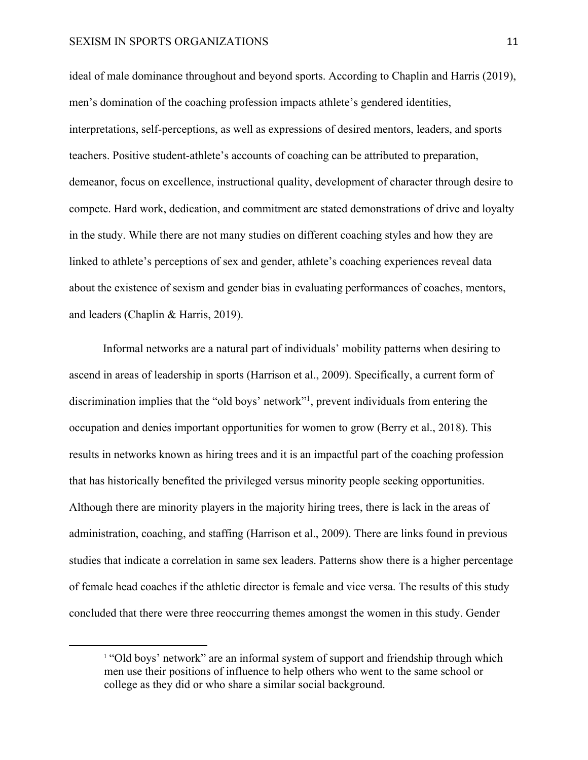ideal of male dominance throughout and beyond sports. According to Chaplin and Harris (2019), men's domination of the coaching profession impacts athlete's gendered identities, interpretations, self-perceptions, as well as expressions of desired mentors, leaders, and sports teachers. Positive student-athlete's accounts of coaching can be attributed to preparation, demeanor, focus on excellence, instructional quality, development of character through desire to compete. Hard work, dedication, and commitment are stated demonstrations of drive and loyalty in the study. While there are not many studies on different coaching styles and how they are linked to athlete's perceptions of sex and gender, athlete's coaching experiences reveal data about the existence of sexism and gender bias in evaluating performances of coaches, mentors, and leaders (Chaplin & Harris, 2019).

Informal networks are a natural part of individuals' mobility patterns when desiring to ascend in areas of leadership in sports (Harrison et al., 2009). Specifically, a current form of discrimination implies that the "old boys' network"[1], prevent individuals from entering the occupation and denies important opportunities for women to grow (Berry et al., 2018). This results in networks known as hiring trees and it is an impactful part of the coaching profession that has historically benefited the privileged versus minority people seeking opportunities. Although there are minority players in the majority hiring trees, there is lack in the areas of administration, coaching, and staffing (Harrison et al., 2009). There are links found in previous studies that indicate a correlation in same sex leaders. Patterns show there is a higher percentage of female head coaches if the athletic director is female and vice versa. The results of this study concluded that there were three reoccurring themes amongst the women in this study. Gender

---

[1] "Old boys' network" are an informal system of support and friendship through which men use their positions of influence to help others who went to the same school or college as they did or who share a similar social background.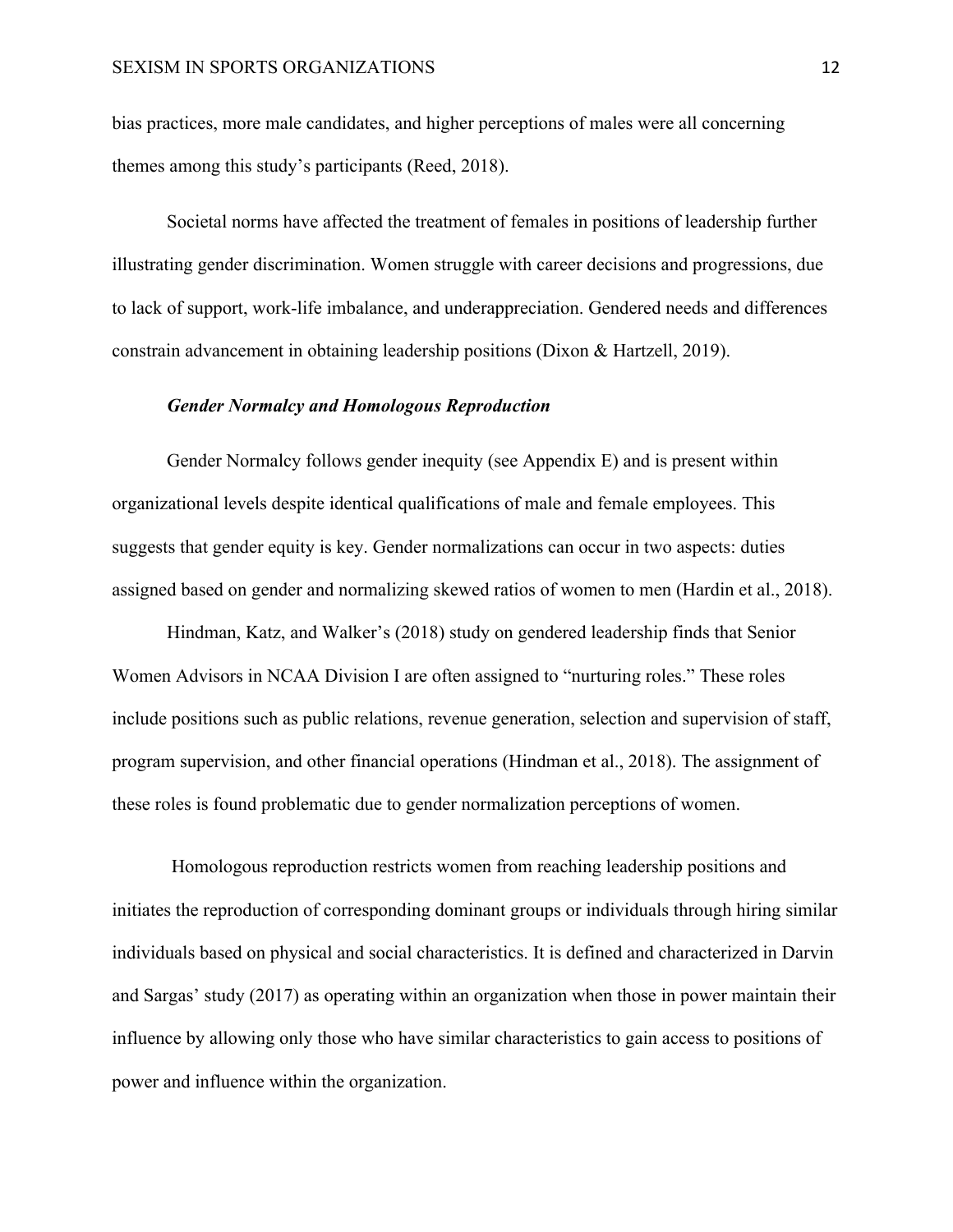bias practices, more male candidates, and higher perceptions of males were all concerning themes among this study's participants (Reed, 2018).

Societal norms have affected the treatment of females in positions of leadership further illustrating gender discrimination. Women struggle with career decisions and progressions, due to lack of support, work-life imbalance, and underappreciation. Gendered needs and differences constrain advancement in obtaining leadership positions (Dixon & Hartzell, 2019).

### *Gender Normalcy and Homologous Reproduction*

Gender Normalcy follows gender inequity (see Appendix E) and is present within organizational levels despite identical qualifications of male and female employees. This suggests that gender equity is key. Gender normalizations can occur in two aspects: duties assigned based on gender and normalizing skewed ratios of women to men (Hardin et al., 2018).

Hindman, Katz, and Walker's (2018) study on gendered leadership finds that Senior Women Advisors in NCAA Division I are often assigned to "nurturing roles." These roles include positions such as public relations, revenue generation, selection and supervision of staff, program supervision, and other financial operations (Hindman et al., 2018). The assignment of these roles is found problematic due to gender normalization perceptions of women.

Homologous reproduction restricts women from reaching leadership positions and initiates the reproduction of corresponding dominant groups or individuals through hiring similar individuals based on physical and social characteristics. It is defined and characterized in Darvin and Sargas' study (2017) as operating within an organization when those in power maintain their influence by allowing only those who have similar characteristics to gain access to positions of power and influence within the organization.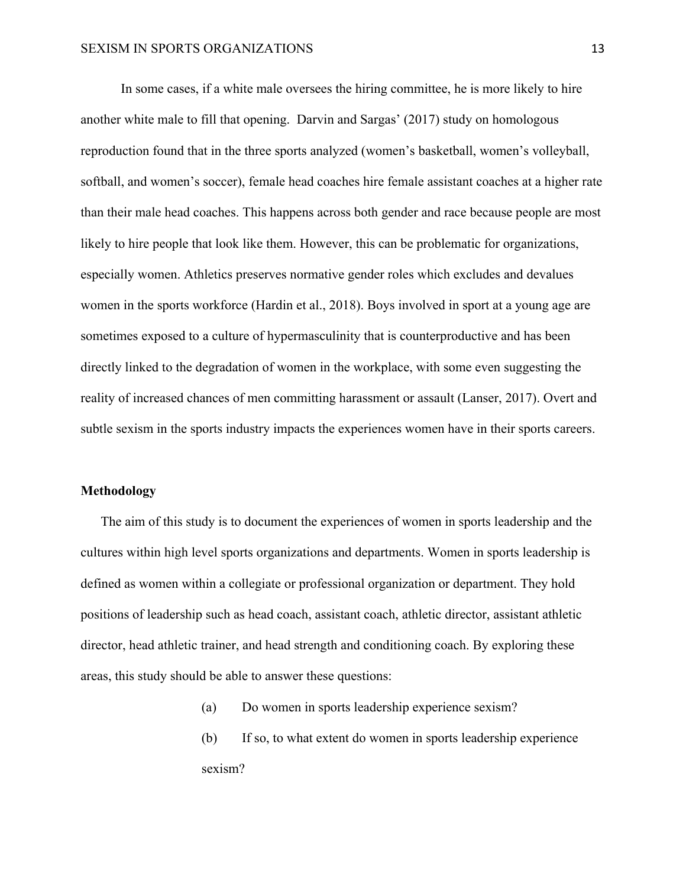In some cases, if a white male oversees the hiring committee, he is more likely to hire another white male to fill that opening. Darvin and Sargas' (2017) study on homologous reproduction found that in the three sports analyzed (women's basketball, women's volleyball, softball, and women's soccer), female head coaches hire female assistant coaches at a higher rate than their male head coaches. This happens across both gender and race because people are most likely to hire people that look like them. However, this can be problematic for organizations, especially women. Athletics preserves normative gender roles which excludes and devalues women in the sports workforce (Hardin et al., 2018). Boys involved in sport at a young age are sometimes exposed to a culture of hypermasculinity that is counterproductive and has been directly linked to the degradation of women in the workplace, with some even suggesting the reality of increased chances of men committing harassment or assault (Lanser, 2017). Overt and subtle sexism in the sports industry impacts the experiences women have in their sports careers.

## Methodology

The aim of this study is to document the experiences of women in sports leadership and the cultures within high level sports organizations and departments. Women in sports leadership is defined as women within a collegiate or professional organization or department. They hold positions of leadership such as head coach, assistant coach, athletic director, assistant athletic director, head athletic trainer, and head strength and conditioning coach. By exploring these areas, this study should be able to answer these questions:

(a) Do women in sports leadership experience sexism?

(b) If so, to what extent do women in sports leadership experience sexism?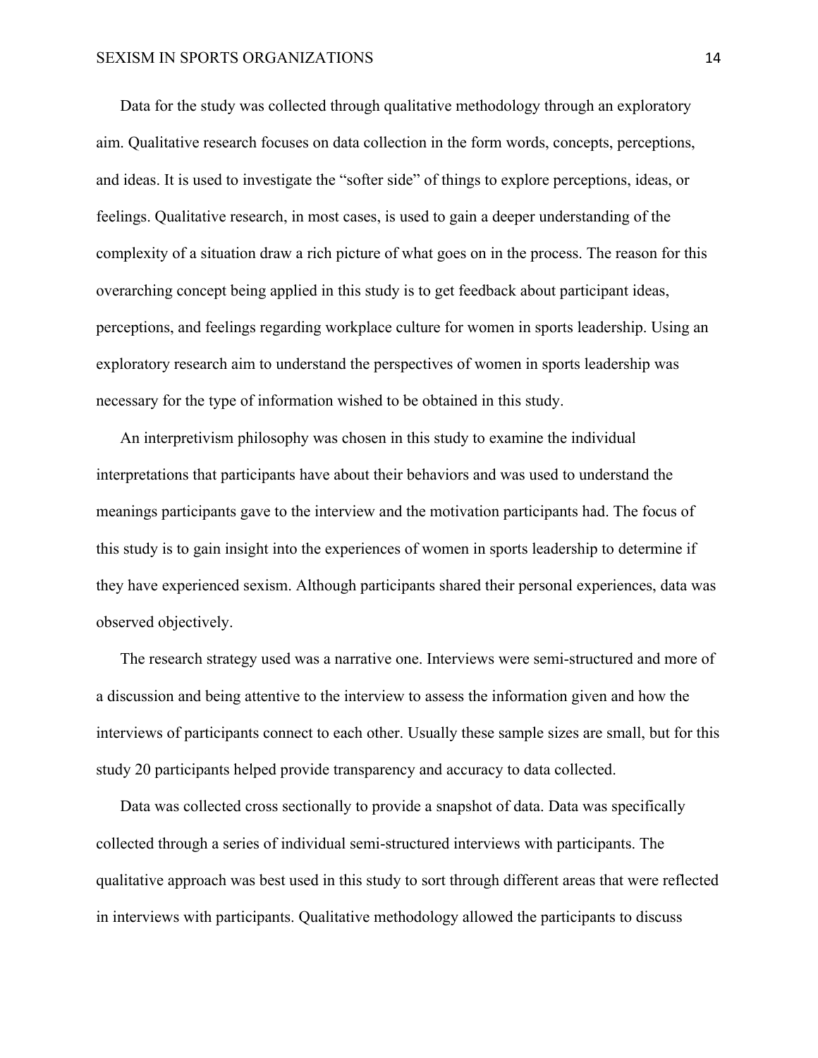Data for the study was collected through qualitative methodology through an exploratory aim. Qualitative research focuses on data collection in the form words, concepts, perceptions, and ideas. It is used to investigate the "softer side" of things to explore perceptions, ideas, or feelings. Qualitative research, in most cases, is used to gain a deeper understanding of the complexity of a situation draw a rich picture of what goes on in the process. The reason for this overarching concept being applied in this study is to get feedback about participant ideas, perceptions, and feelings regarding workplace culture for women in sports leadership. Using an exploratory research aim to understand the perspectives of women in sports leadership was necessary for the type of information wished to be obtained in this study.

An interpretivism philosophy was chosen in this study to examine the individual interpretations that participants have about their behaviors and was used to understand the meanings participants gave to the interview and the motivation participants had. The focus of this study is to gain insight into the experiences of women in sports leadership to determine if they have experienced sexism. Although participants shared their personal experiences, data was observed objectively.

The research strategy used was a narrative one. Interviews were semi-structured and more of a discussion and being attentive to the interview to assess the information given and how the interviews of participants connect to each other. Usually these sample sizes are small, but for this study 20 participants helped provide transparency and accuracy to data collected.

Data was collected cross sectionally to provide a snapshot of data. Data was specifically collected through a series of individual semi-structured interviews with participants. The qualitative approach was best used in this study to sort through different areas that were reflected in interviews with participants. Qualitative methodology allowed the participants to discuss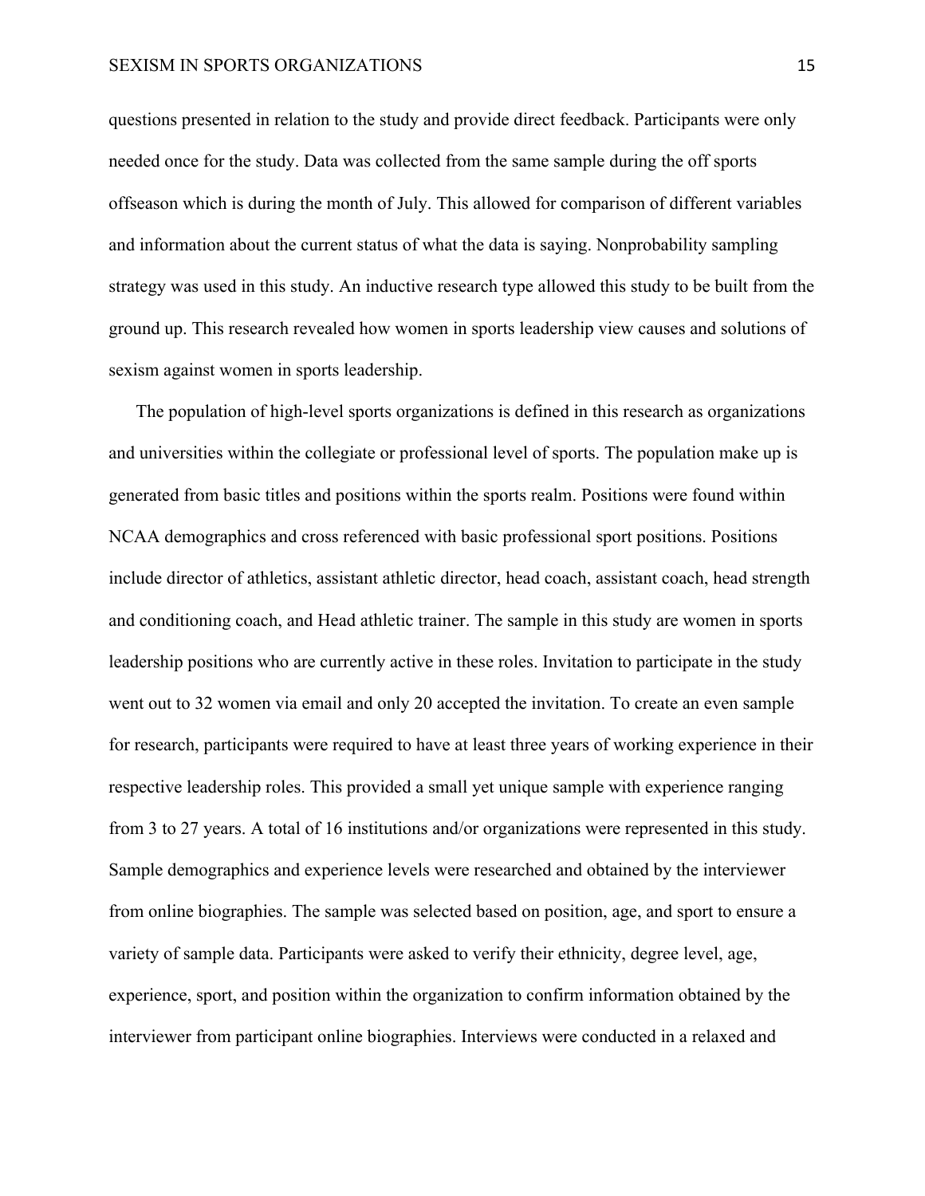questions presented in relation to the study and provide direct feedback. Participants were only needed once for the study. Data was collected from the same sample during the off sports offseason which is during the month of July. This allowed for comparison of different variables and information about the current status of what the data is saying. Nonprobability sampling strategy was used in this study. An inductive research type allowed this study to be built from the ground up. This research revealed how women in sports leadership view causes and solutions of sexism against women in sports leadership.

The population of high-level sports organizations is defined in this research as organizations and universities within the collegiate or professional level of sports. The population make up is generated from basic titles and positions within the sports realm. Positions were found within NCAA demographics and cross referenced with basic professional sport positions. Positions include director of athletics, assistant athletic director, head coach, assistant coach, head strength and conditioning coach, and Head athletic trainer. The sample in this study are women in sports leadership positions who are currently active in these roles. Invitation to participate in the study went out to 32 women via email and only 20 accepted the invitation. To create an even sample for research, participants were required to have at least three years of working experience in their respective leadership roles. This provided a small yet unique sample with experience ranging from 3 to 27 years. A total of 16 institutions and/or organizations were represented in this study. Sample demographics and experience levels were researched and obtained by the interviewer from online biographies. The sample was selected based on position, age, and sport to ensure a variety of sample data. Participants were asked to verify their ethnicity, degree level, age, experience, sport, and position within the organization to confirm information obtained by the interviewer from participant online biographies. Interviews were conducted in a relaxed and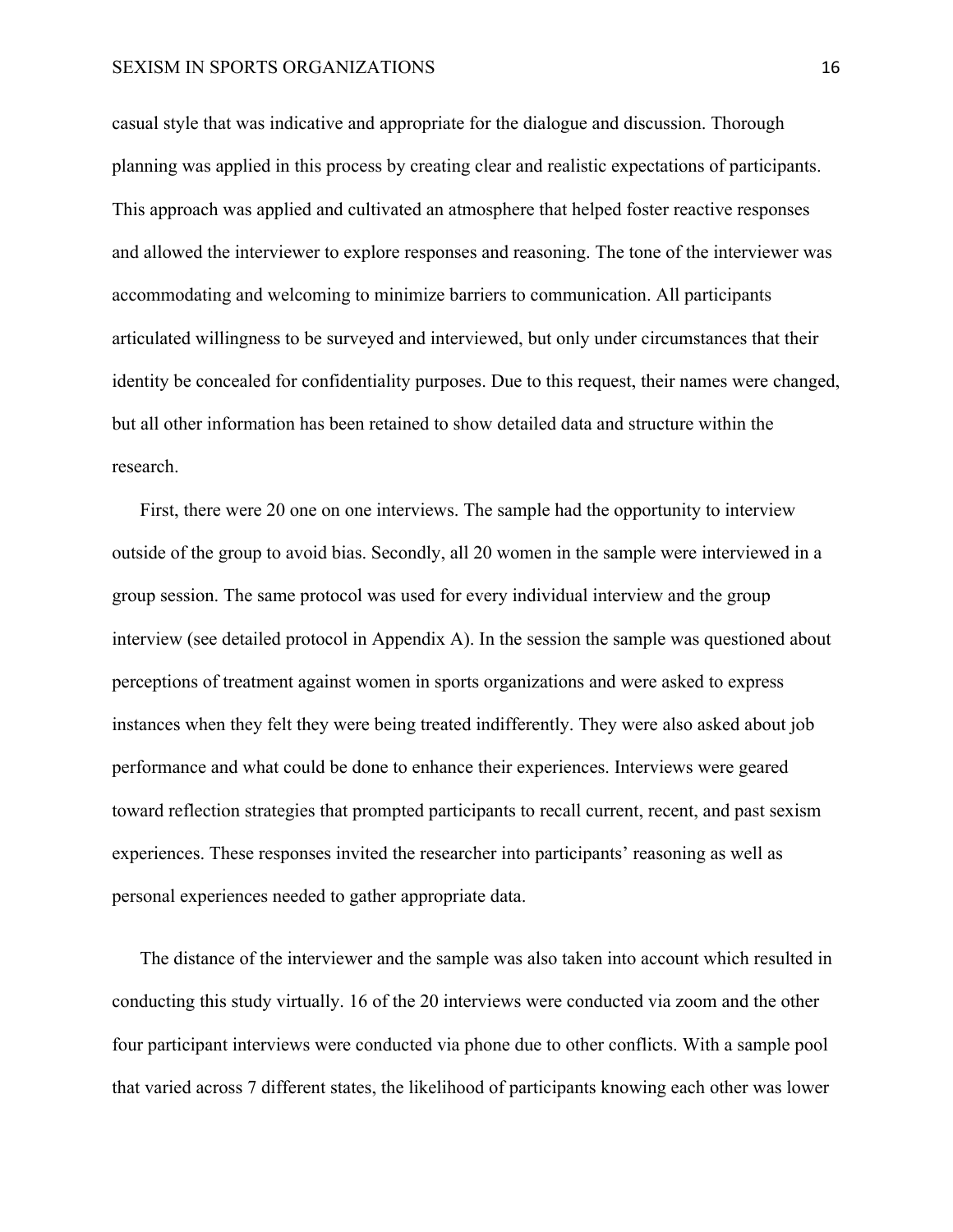casual style that was indicative and appropriate for the dialogue and discussion. Thorough planning was applied in this process by creating clear and realistic expectations of participants. This approach was applied and cultivated an atmosphere that helped foster reactive responses and allowed the interviewer to explore responses and reasoning. The tone of the interviewer was accommodating and welcoming to minimize barriers to communication. All participants articulated willingness to be surveyed and interviewed, but only under circumstances that their identity be concealed for confidentiality purposes. Due to this request, their names were changed, but all other information has been retained to show detailed data and structure within the research.

First, there were 20 one on one interviews. The sample had the opportunity to interview outside of the group to avoid bias. Secondly, all 20 women in the sample were interviewed in a group session. The same protocol was used for every individual interview and the group interview (see detailed protocol in Appendix A). In the session the sample was questioned about perceptions of treatment against women in sports organizations and were asked to express instances when they felt they were being treated indifferently. They were also asked about job performance and what could be done to enhance their experiences. Interviews were geared toward reflection strategies that prompted participants to recall current, recent, and past sexism experiences. These responses invited the researcher into participants' reasoning as well as personal experiences needed to gather appropriate data.

The distance of the interviewer and the sample was also taken into account which resulted in conducting this study virtually. 16 of the 20 interviews were conducted via zoom and the other four participant interviews were conducted via phone due to other conflicts. With a sample pool that varied across 7 different states, the likelihood of participants knowing each other was lower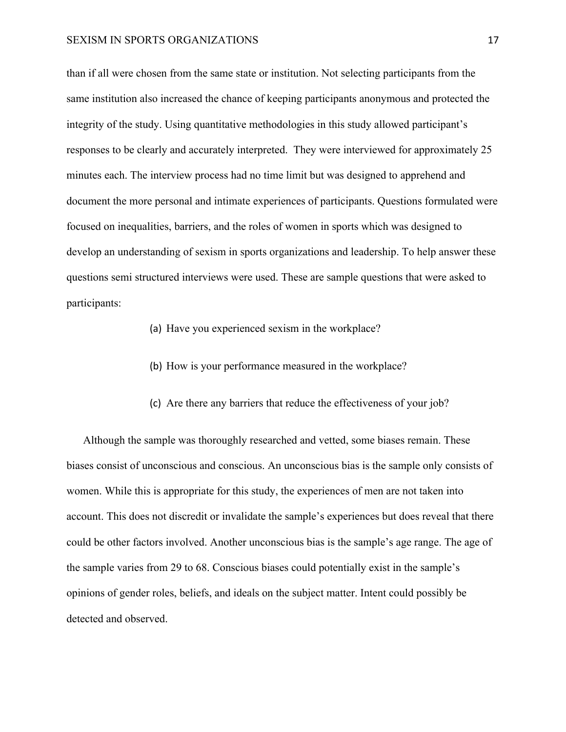than if all were chosen from the same state or institution. Not selecting participants from the same institution also increased the chance of keeping participants anonymous and protected the integrity of the study. Using quantitative methodologies in this study allowed participant's responses to be clearly and accurately interpreted.  They were interviewed for approximately 25 minutes each. The interview process had no time limit but was designed to apprehend and document the more personal and intimate experiences of participants. Questions formulated were focused on inequalities, barriers, and the roles of women in sports which was designed to develop an understanding of sexism in sports organizations and leadership. To help answer these questions semi structured interviews were used. These are sample questions that were asked to participants:

(a) Have you experienced sexism in the workplace?

(b) How is your performance measured in the workplace?

(c) Are there any barriers that reduce the effectiveness of your job?

Although the sample was thoroughly researched and vetted, some biases remain. These biases consist of unconscious and conscious. An unconscious bias is the sample only consists of women. While this is appropriate for this study, the experiences of men are not taken into account. This does not discredit or invalidate the sample's experiences but does reveal that there could be other factors involved. Another unconscious bias is the sample's age range. The age of the sample varies from 29 to 68. Conscious biases could potentially exist in the sample's opinions of gender roles, beliefs, and ideals on the subject matter. Intent could possibly be detected and observed.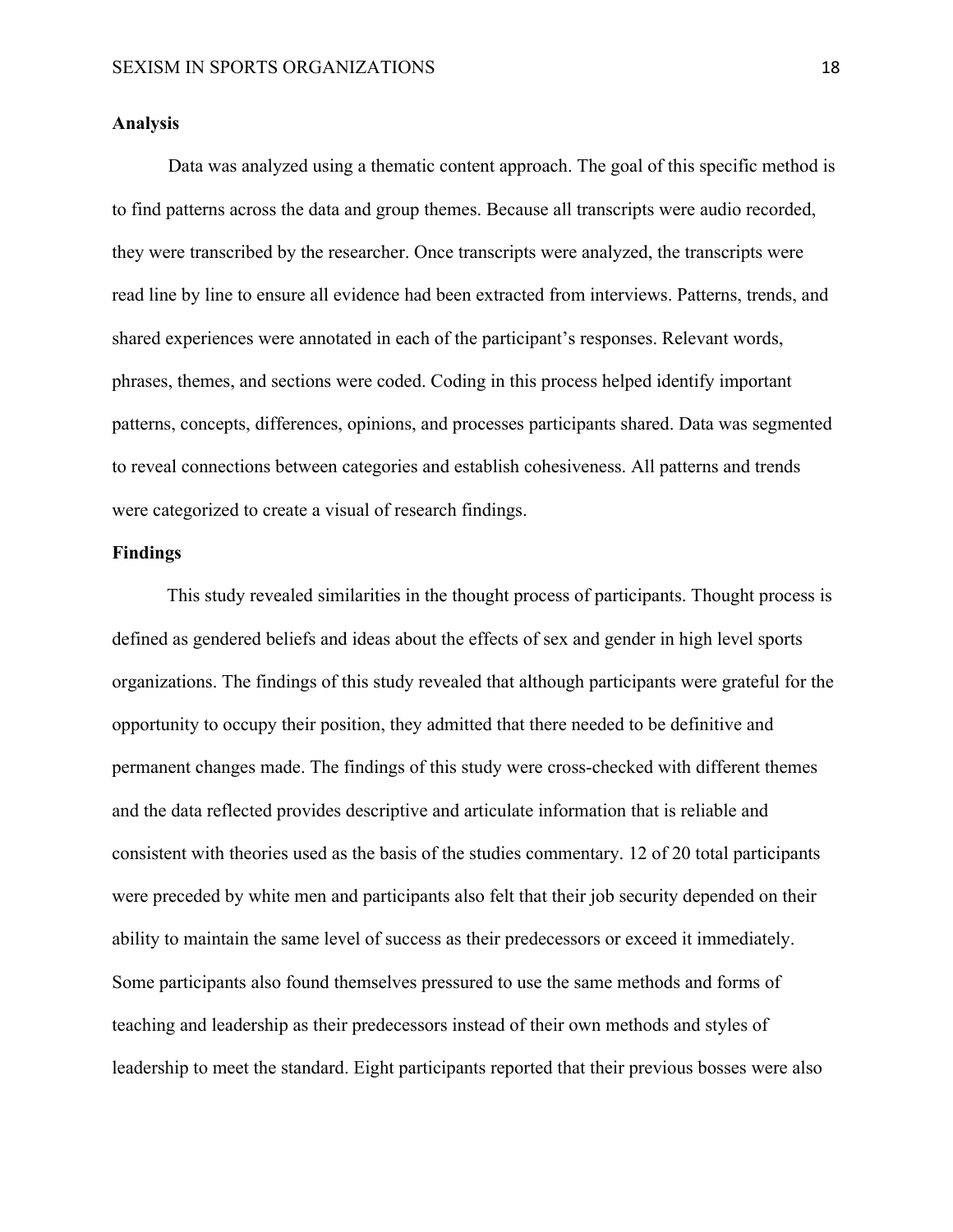## Analysis

Data was analyzed using a thematic content approach. The goal of this specific method is to find patterns across the data and group themes. Because all transcripts were audio recorded, they were transcribed by the researcher. Once transcripts were analyzed, the transcripts were read line by line to ensure all evidence had been extracted from interviews. Patterns, trends, and shared experiences were annotated in each of the participant's responses. Relevant words, phrases, themes, and sections were coded. Coding in this process helped identify important patterns, concepts, differences, opinions, and processes participants shared. Data was segmented to reveal connections between categories and establish cohesiveness. All patterns and trends were categorized to create a visual of research findings.

## Findings

This study revealed similarities in the thought process of participants. Thought process is defined as gendered beliefs and ideas about the effects of sex and gender in high level sports organizations. The findings of this study revealed that although participants were grateful for the opportunity to occupy their position, they admitted that there needed to be definitive and permanent changes made. The findings of this study were cross-checked with different themes and the data reflected provides descriptive and articulate information that is reliable and consistent with theories used as the basis of the studies commentary. 12 of 20 total participants were preceded by white men and participants also felt that their job security depended on their ability to maintain the same level of success as their predecessors or exceed it immediately. Some participants also found themselves pressured to use the same methods and forms of teaching and leadership as their predecessors instead of their own methods and styles of leadership to meet the standard. Eight participants reported that their previous bosses were also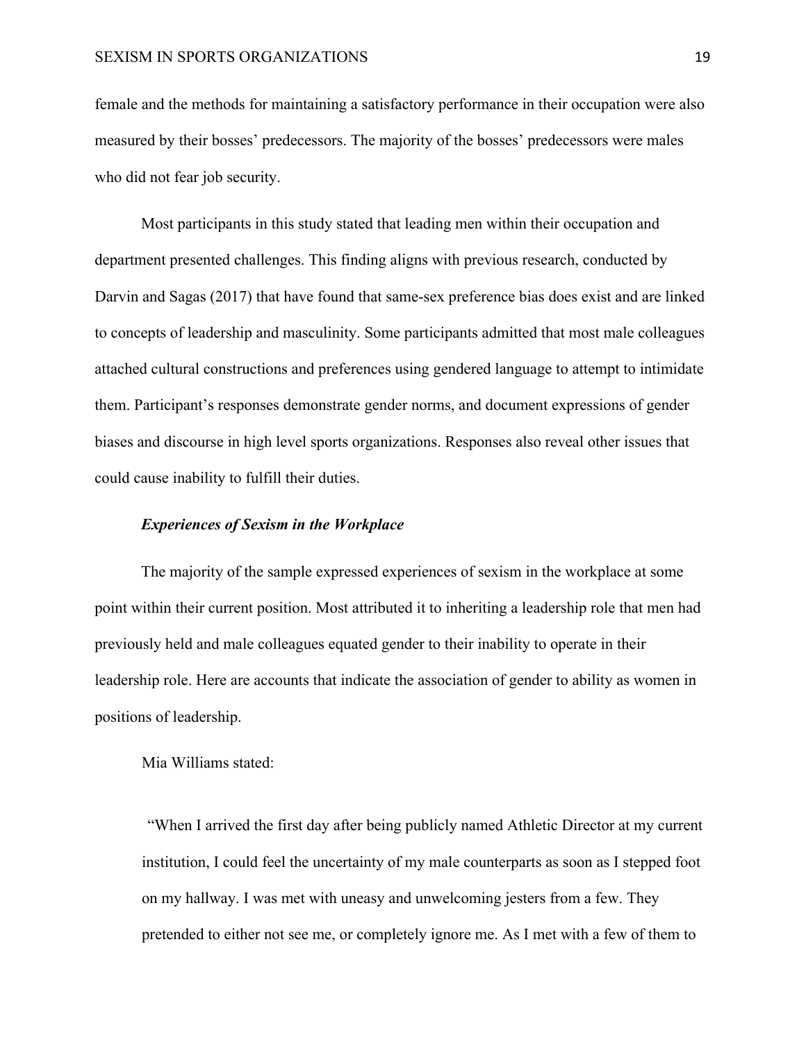female and the methods for maintaining a satisfactory performance in their occupation were also measured by their bosses' predecessors. The majority of the bosses' predecessors were males who did not fear job security.

Most participants in this study stated that leading men within their occupation and department presented challenges. This finding aligns with previous research, conducted by Darvin and Sagas (2017) that have found that same-sex preference bias does exist and are linked to concepts of leadership and masculinity. Some participants admitted that most male colleagues attached cultural constructions and preferences using gendered language to attempt to intimidate them. Participant's responses demonstrate gender norms, and document expressions of gender biases and discourse in high level sports organizations. Responses also reveal other issues that could cause inability to fulfill their duties.

### *Experiences of Sexism in the Workplace*

The majority of the sample expressed experiences of sexism in the workplace at some point within their current position. Most attributed it to inheriting a leadership role that men had previously held and male colleagues equated gender to their inability to operate in their leadership role. Here are accounts that indicate the association of gender to ability as women in positions of leadership.

Mia Williams stated:

> "When I arrived the first day after being publicly named Athletic Director at my current institution, I could feel the uncertainty of my male counterparts as soon as I stepped foot on my hallway. I was met with uneasy and unwelcoming jesters from a few. They pretended to either not see me, or completely ignore me. As I met with a few of them to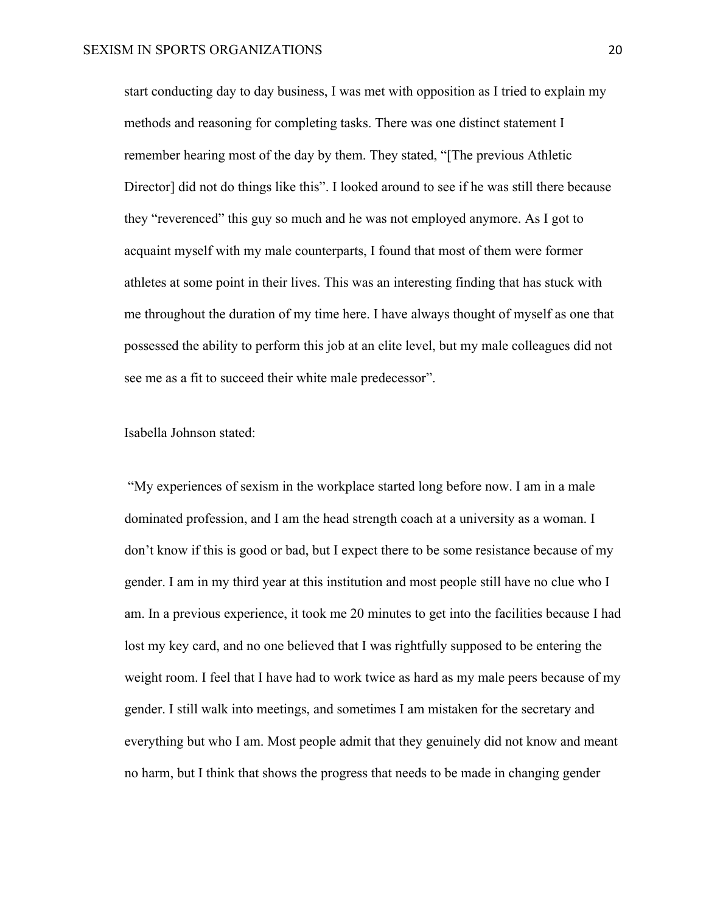start conducting day to day business, I was met with opposition as I tried to explain my methods and reasoning for completing tasks. There was one distinct statement I remember hearing most of the day by them. They stated, "[The previous Athletic Director] did not do things like this". I looked around to see if he was still there because they "reverenced" this guy so much and he was not employed anymore. As I got to acquaint myself with my male counterparts, I found that most of them were former athletes at some point in their lives. This was an interesting finding that has stuck with me throughout the duration of my time here. I have always thought of myself as one that possessed the ability to perform this job at an elite level, but my male colleagues did not see me as a fit to succeed their white male predecessor".

Isabella Johnson stated:

"My experiences of sexism in the workplace started long before now. I am in a male dominated profession, and I am the head strength coach at a university as a woman. I don't know if this is good or bad, but I expect there to be some resistance because of my gender. I am in my third year at this institution and most people still have no clue who I am. In a previous experience, it took me 20 minutes to get into the facilities because I had lost my key card, and no one believed that I was rightfully supposed to be entering the weight room. I feel that I have had to work twice as hard as my male peers because of my gender. I still walk into meetings, and sometimes I am mistaken for the secretary and everything but who I am. Most people admit that they genuinely did not know and meant no harm, but I think that shows the progress that needs to be made in changing gender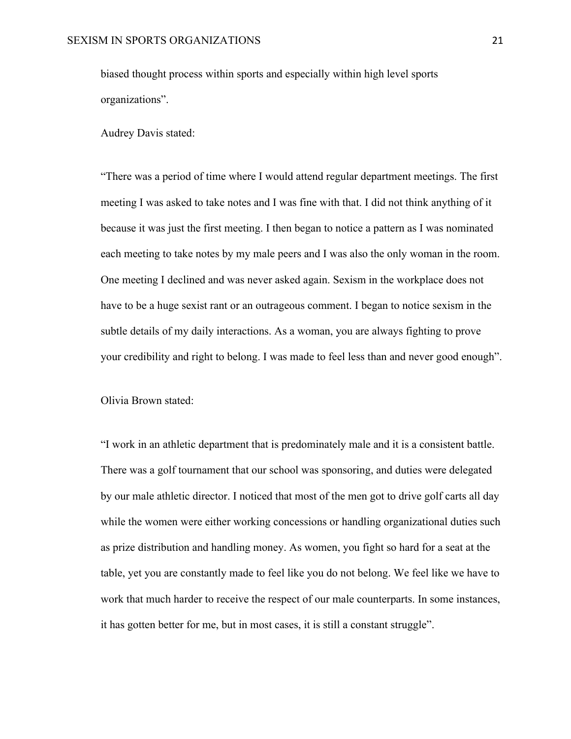biased thought process within sports and especially within high level sports organizations".

Audrey Davis stated:

"There was a period of time where I would attend regular department meetings. The first meeting I was asked to take notes and I was fine with that. I did not think anything of it because it was just the first meeting. I then began to notice a pattern as I was nominated each meeting to take notes by my male peers and I was also the only woman in the room. One meeting I declined and was never asked again. Sexism in the workplace does not have to be a huge sexist rant or an outrageous comment. I began to notice sexism in the subtle details of my daily interactions. As a woman, you are always fighting to prove your credibility and right to belong. I was made to feel less than and never good enough".

Olivia Brown stated:

"I work in an athletic department that is predominately male and it is a consistent battle. There was a golf tournament that our school was sponsoring, and duties were delegated by our male athletic director. I noticed that most of the men got to drive golf carts all day while the women were either working concessions or handling organizational duties such as prize distribution and handling money. As women, you fight so hard for a seat at the table, yet you are constantly made to feel like you do not belong. We feel like we have to work that much harder to receive the respect of our male counterparts. In some instances, it has gotten better for me, but in most cases, it is still a constant struggle".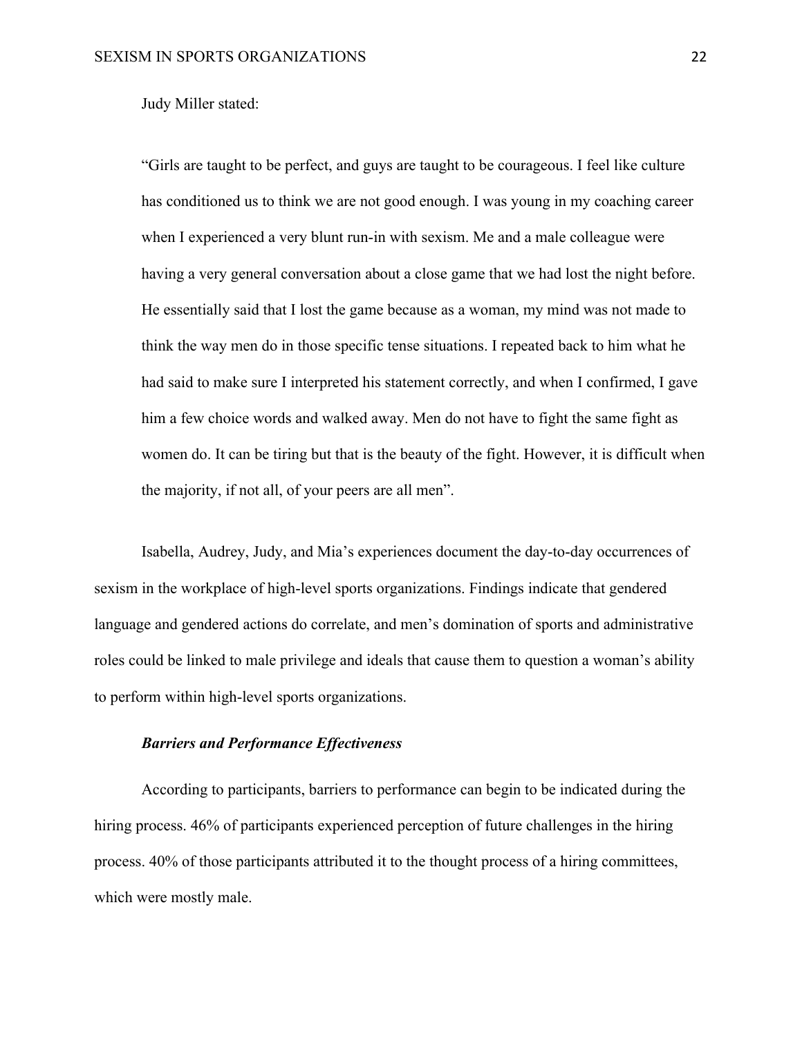Judy Miller stated:

> "Girls are taught to be perfect, and guys are taught to be courageous. I feel like culture has conditioned us to think we are not good enough. I was young in my coaching career when I experienced a very blunt run-in with sexism. Me and a male colleague were having a very general conversation about a close game that we had lost the night before. He essentially said that I lost the game because as a woman, my mind was not made to think the way men do in those specific tense situations. I repeated back to him what he had said to make sure I interpreted his statement correctly, and when I confirmed, I gave him a few choice words and walked away. Men do not have to fight the same fight as women do. It can be tiring but that is the beauty of the fight. However, it is difficult when the majority, if not all, of your peers are all men".

Isabella, Audrey, Judy, and Mia's experiences document the day-to-day occurrences of sexism in the workplace of high-level sports organizations. Findings indicate that gendered language and gendered actions do correlate, and men's domination of sports and administrative roles could be linked to male privilege and ideals that cause them to question a woman's ability to perform within high-level sports organizations.

### *Barriers and Performance Effectiveness*

According to participants, barriers to performance can begin to be indicated during the hiring process. 46% of participants experienced perception of future challenges in the hiring process. 40% of those participants attributed it to the thought process of a hiring committees, which were mostly male.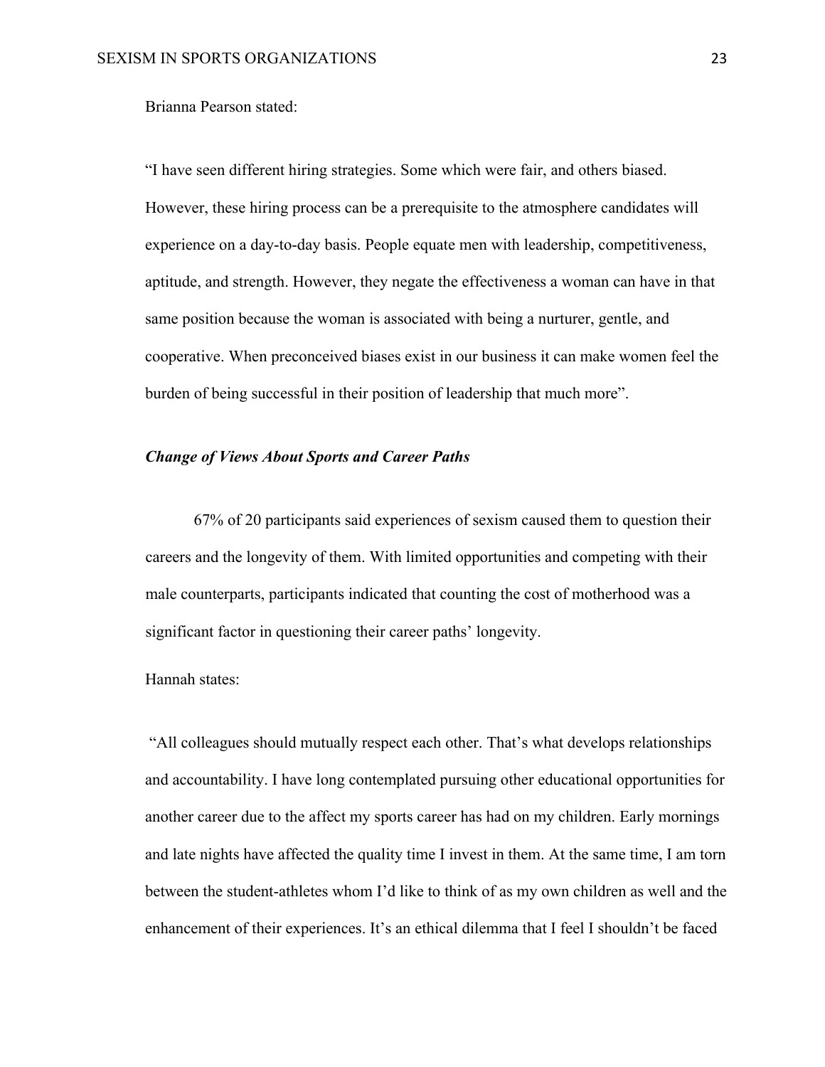Brianna Pearson stated:

"I have seen different hiring strategies. Some which were fair, and others biased. However, these hiring process can be a prerequisite to the atmosphere candidates will experience on a day-to-day basis. People equate men with leadership, competitiveness, aptitude, and strength. However, they negate the effectiveness a woman can have in that same position because the woman is associated with being a nurturer, gentle, and cooperative. When preconceived biases exist in our business it can make women feel the burden of being successful in their position of leadership that much more".

***Change of Views About Sports and Career Paths***

67% of 20 participants said experiences of sexism caused them to question their careers and the longevity of them. With limited opportunities and competing with their male counterparts, participants indicated that counting the cost of motherhood was a significant factor in questioning their career paths' longevity.

Hannah states:

"All colleagues should mutually respect each other. That's what develops relationships and accountability. I have long contemplated pursuing other educational opportunities for another career due to the affect my sports career has had on my children. Early mornings and late nights have affected the quality time I invest in them. At the same time, I am torn between the student-athletes whom I'd like to think of as my own children as well and the enhancement of their experiences. It's an ethical dilemma that I feel I shouldn't be faced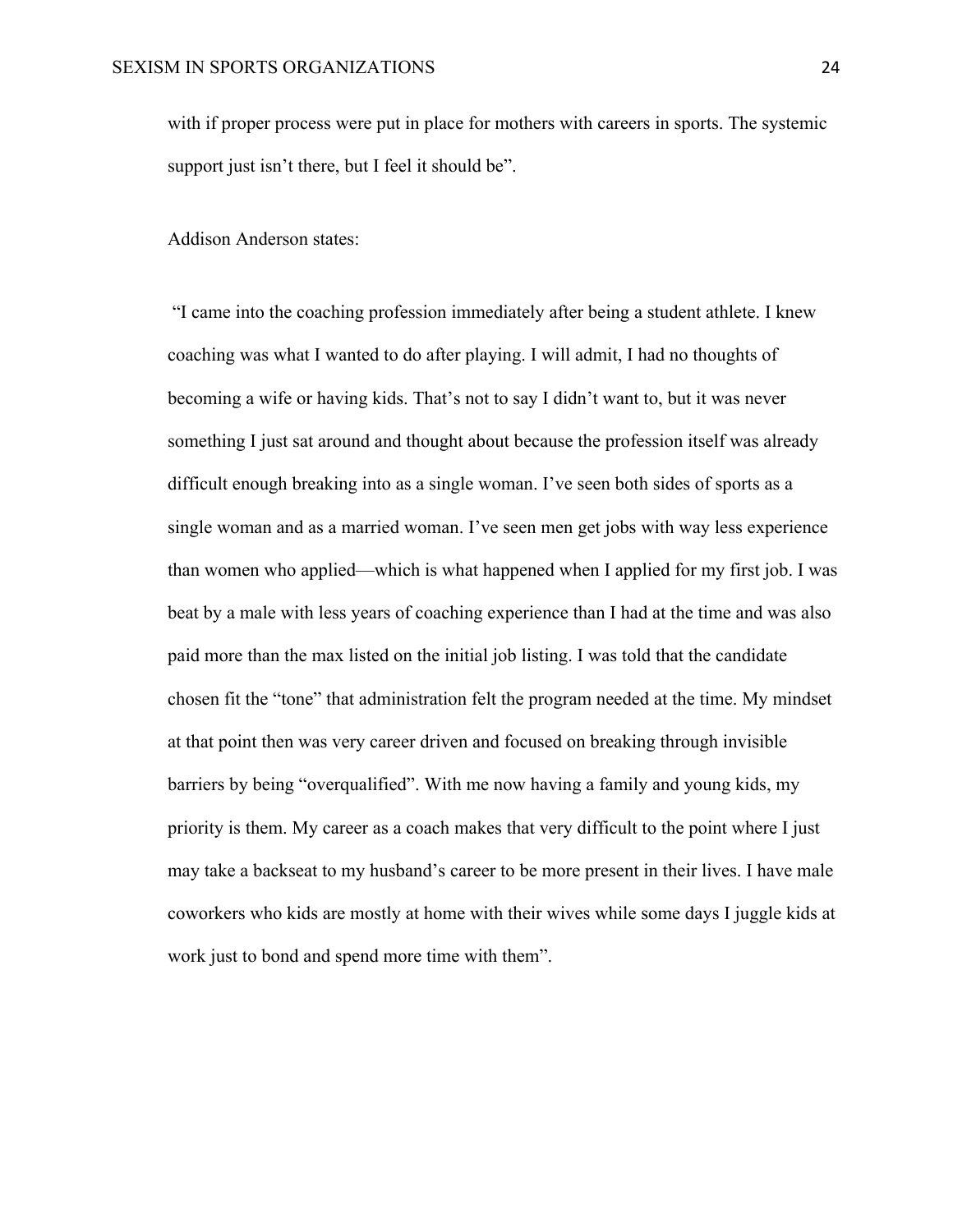with if proper process were put in place for mothers with careers in sports. The systemic support just isn't there, but I feel it should be".

Addison Anderson states:

"I came into the coaching profession immediately after being a student athlete. I knew coaching was what I wanted to do after playing. I will admit, I had no thoughts of becoming a wife or having kids. That's not to say I didn't want to, but it was never something I just sat around and thought about because the profession itself was already difficult enough breaking into as a single woman. I've seen both sides of sports as a single woman and as a married woman. I've seen men get jobs with way less experience than women who applied—which is what happened when I applied for my first job. I was beat by a male with less years of coaching experience than I had at the time and was also paid more than the max listed on the initial job listing. I was told that the candidate chosen fit the "tone" that administration felt the program needed at the time. My mindset at that point then was very career driven and focused on breaking through invisible barriers by being "overqualified". With me now having a family and young kids, my priority is them. My career as a coach makes that very difficult to the point where I just may take a backseat to my husband's career to be more present in their lives. I have male coworkers who kids are mostly at home with their wives while some days I juggle kids at work just to bond and spend more time with them".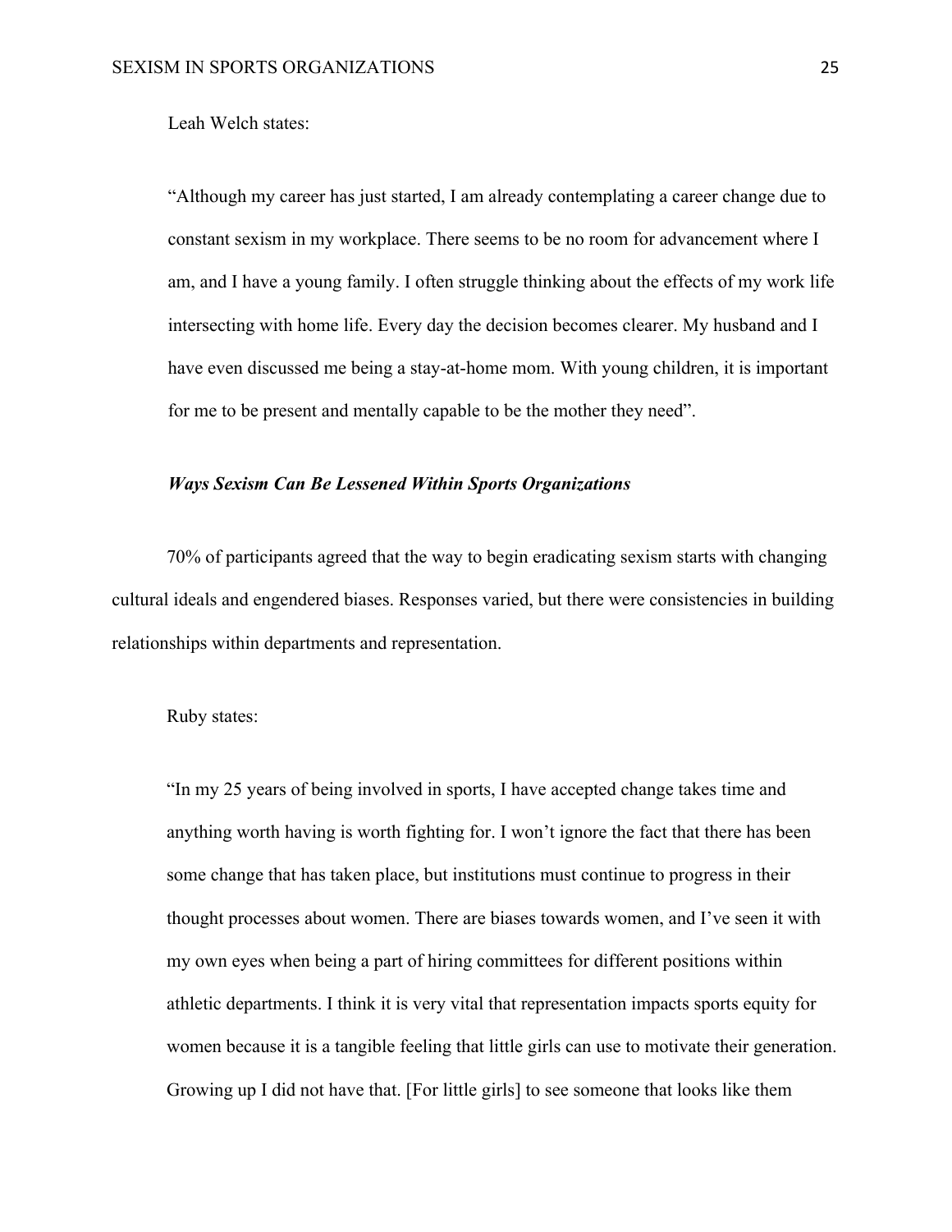Leah Welch states:

> "Although my career has just started, I am already contemplating a career change due to constant sexism in my workplace. There seems to be no room for advancement where I am, and I have a young family. I often struggle thinking about the effects of my work life intersecting with home life. Every day the decision becomes clearer. My husband and I have even discussed me being a stay-at-home mom. With young children, it is important for me to be present and mentally capable to be the mother they need".

### ***Ways Sexism Can Be Lessened Within Sports Organizations***

70% of participants agreed that the way to begin eradicating sexism starts with changing cultural ideals and engendered biases. Responses varied, but there were consistencies in building relationships within departments and representation.

Ruby states:

> "In my 25 years of being involved in sports, I have accepted change takes time and anything worth having is worth fighting for. I won't ignore the fact that there has been some change that has taken place, but institutions must continue to progress in their thought processes about women. There are biases towards women, and I've seen it with my own eyes when being a part of hiring committees for different positions within athletic departments. I think it is very vital that representation impacts sports equity for women because it is a tangible feeling that little girls can use to motivate their generation. Growing up I did not have that. [For little girls] to see someone that looks like them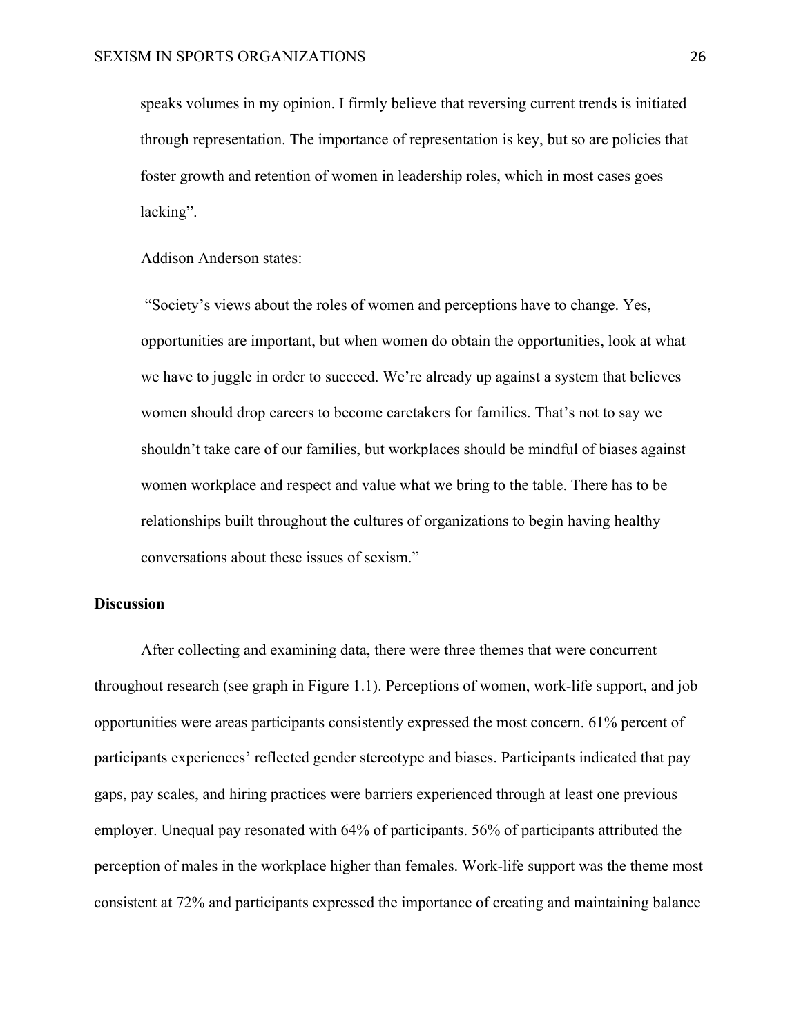speaks volumes in my opinion. I firmly believe that reversing current trends is initiated through representation. The importance of representation is key, but so are policies that foster growth and retention of women in leadership roles, which in most cases goes lacking".

Addison Anderson states:

"Society's views about the roles of women and perceptions have to change. Yes, opportunities are important, but when women do obtain the opportunities, look at what we have to juggle in order to succeed. We're already up against a system that believes women should drop careers to become caretakers for families. That's not to say we shouldn't take care of our families, but workplaces should be mindful of biases against women workplace and respect and value what we bring to the table. There has to be relationships built throughout the cultures of organizations to begin having healthy conversations about these issues of sexism."

**Discussion**

After collecting and examining data, there were three themes that were concurrent throughout research (see graph in Figure 1.1). Perceptions of women, work-life support, and job opportunities were areas participants consistently expressed the most concern. 61% percent of participants experiences' reflected gender stereotype and biases. Participants indicated that pay gaps, pay scales, and hiring practices were barriers experienced through at least one previous employer. Unequal pay resonated with 64% of participants. 56% of participants attributed the perception of males in the workplace higher than females. Work-life support was the theme most consistent at 72% and participants expressed the importance of creating and maintaining balance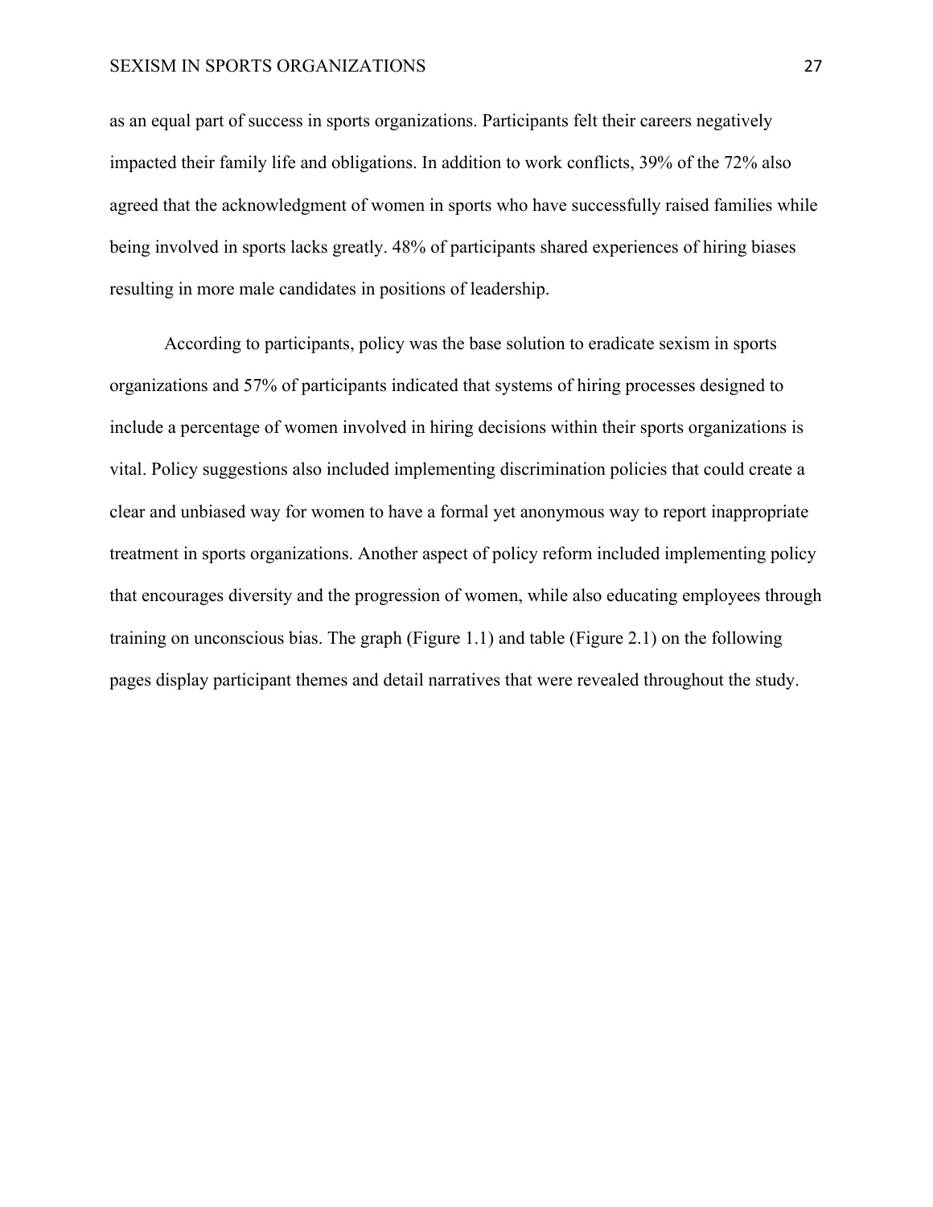as an equal part of success in sports organizations. Participants felt their careers negatively impacted their family life and obligations. In addition to work conflicts, 39% of the 72% also agreed that the acknowledgment of women in sports who have successfully raised families while being involved in sports lacks greatly. 48% of participants shared experiences of hiring biases resulting in more male candidates in positions of leadership.

According to participants, policy was the base solution to eradicate sexism in sports organizations and 57% of participants indicated that systems of hiring processes designed to include a percentage of women involved in hiring decisions within their sports organizations is vital. Policy suggestions also included implementing discrimination policies that could create a clear and unbiased way for women to have a formal yet anonymous way to report inappropriate treatment in sports organizations. Another aspect of policy reform included implementing policy that encourages diversity and the progression of women, while also educating employees through training on unconscious bias. The graph (Figure 1.1) and table (Figure 2.1) on the following pages display participant themes and detail narratives that were revealed throughout the study.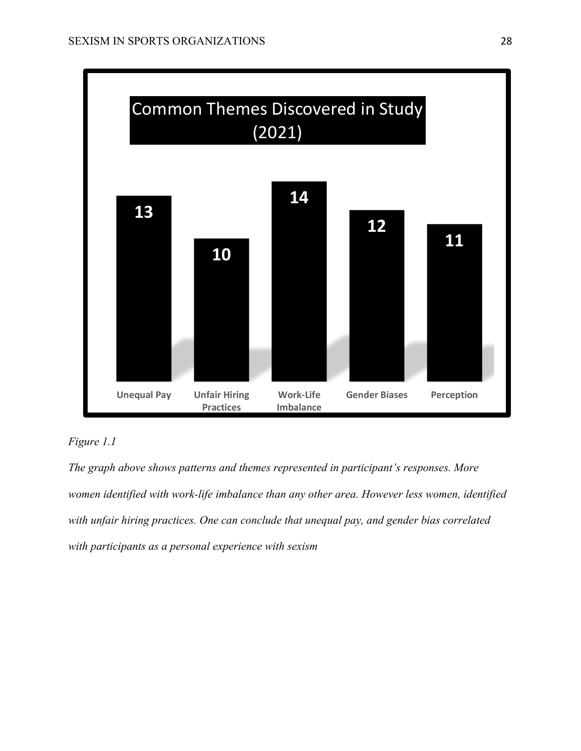Common Themes Discovered in Study (2021)

| Unequal Pay | Unfair Hiring Practices | Work-Life Imbalance | Gender Biases | Perception |
|---|---|---|---|---|
| 13 | 10 | 14 | 12 | 11 |

*Figure 1.1*

*The graph above shows patterns and themes represented in participant's responses. More women identified with work-life imbalance than any other area. However less women, identified with unfair hiring practices. One can conclude that unequal pay, and gender bias correlated with participants as a personal experience with sexism*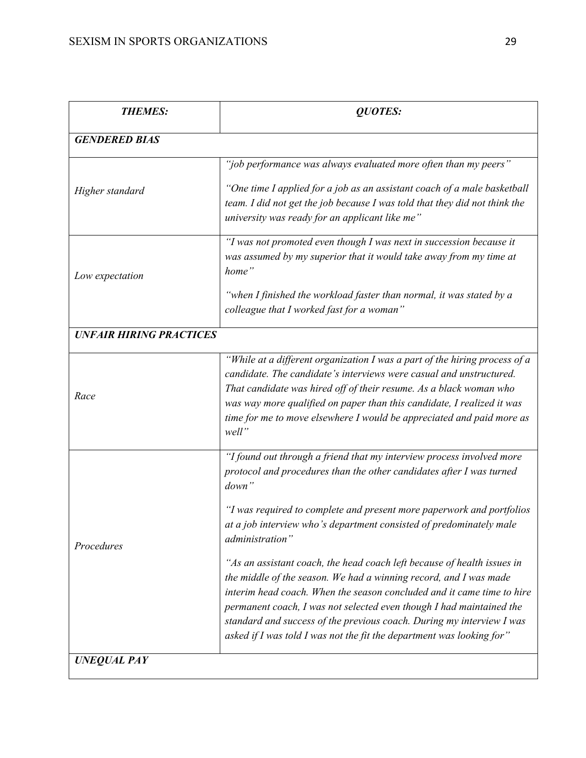| *THEMES:* | *QUOTES:* |
| --- | --- |
| ***GENDERED BIAS*** | |
| *Higher standard* | *"job performance was always evaluated more often than my peers"* <br><br> *"One time I applied for a job as an assistant coach of a male basketball team. I did not get the job because I was told that they did not think the university was ready for an applicant like me"* |
| *Low expectation* | *"I was not promoted even though I was next in succession because it was assumed by my superior that it would take away from my time at home"* <br><br> *"when I finished the workload faster than normal, it was stated by a colleague that I worked fast for a woman"* |
| ***UNFAIR HIRING PRACTICES*** | |
| *Race* | *"While at a different organization I was a part of the hiring process of a candidate. The candidate's interviews were casual and unstructured. That candidate was hired off of their resume. As a black woman who was way more qualified on paper than this candidate, I realized it was time for me to move elsewhere I would be appreciated and paid more as well"* |
| *Procedures* | *"I found out through a friend that my interview process involved more protocol and procedures than the other candidates after I was turned down"* <br><br> *"I was required to complete and present more paperwork and portfolios at a job interview who's department consisted of predominately male administration"* <br><br> *"As an assistant coach, the head coach left because of health issues in the middle of the season. We had a winning record, and I was made interim head coach. When the season concluded and it came time to hire permanent coach, I was not selected even though I had maintained the standard and success of the previous coach. During my interview I was asked if I was told I was not the fit the department was looking for"* |
| ***UNEQUAL PAY*** | |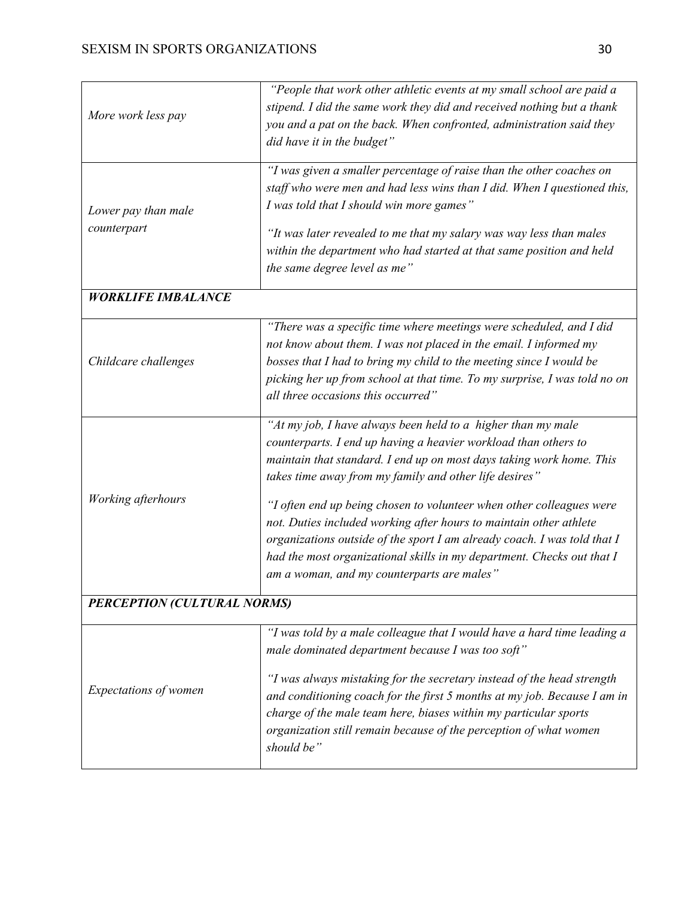| | |
|---|---|
| *More work less pay* | *"People that work other athletic events at my small school are paid a stipend. I did the same work they did and received nothing but a thank you and a pat on the back. When confronted, administration said they did have it in the budget"* |
| *Lower pay than male counterpart* | *"I was given a smaller percentage of raise than the other coaches on staff who were men and had less wins than I did. When I questioned this, I was told that I should win more games"* <br><br> *"It was later revealed to me that my salary was way less than males within the department who had started at that same position and held the same degree level as me"* |
| ***WORKLIFE IMBALANCE*** | |
| *Childcare challenges* | *"There was a specific time where meetings were scheduled, and I did not know about them. I was not placed in the email. I informed my bosses that I had to bring my child to the meeting since I would be picking her up from school at that time. To my surprise, I was told no on all three occasions this occurred"* |
| *Working afterhours* | *"At my job, I have always been held to a higher than my male counterparts. I end up having a heavier workload than others to maintain that standard. I end up on most days taking work home. This takes time away from my family and other life desires"* <br><br> *"I often end up being chosen to volunteer when other colleagues were not. Duties included working after hours to maintain other athlete organizations outside of the sport I am already coach. I was told that I had the most organizational skills in my department. Checks out that I am a woman, and my counterparts are males"* |
| ***PERCEPTION (CULTURAL NORMS)*** | |
| *Expectations of women* | *"I was told by a male colleague that I would have a hard time leading a male dominated department because I was too soft"* <br><br> *"I was always mistaking for the secretary instead of the head strength and conditioning coach for the first 5 months at my job. Because I am in charge of the male team here, biases within my particular sports organization still remain because of the perception of what women should be"* |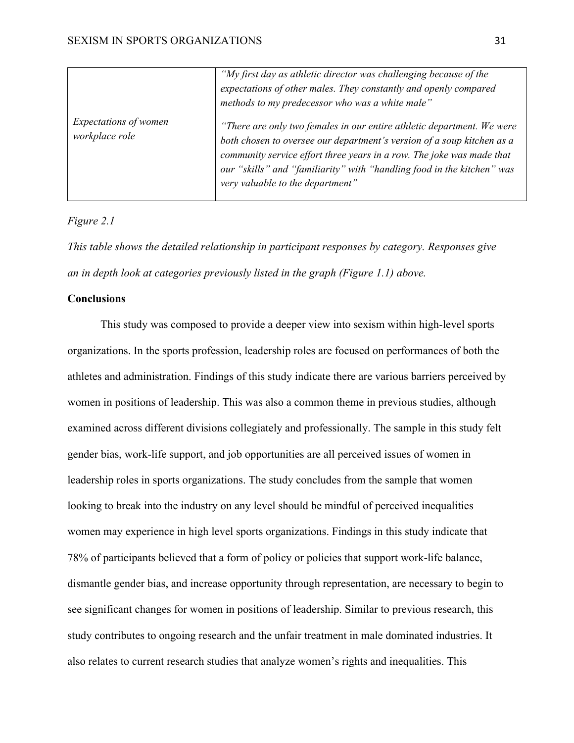| | |
|---|---|
| *Expectations of women workplace role* | *"My first day as athletic director was challenging because of the expectations of other males. They constantly and openly compared methods to my predecessor who was a white male"* *"There are only two females in our entire athletic department. We were both chosen to oversee our department's version of a soup kitchen as a community service effort three years in a row. The joke was made that our "skills" and "familiarity" with "handling food in the kitchen" was very valuable to the department"* |

*Figure 2.1*

*This table shows the detailed relationship in participant responses by category. Responses give an in depth look at categories previously listed in the graph (Figure 1.1) above.*

**Conclusions**

This study was composed to provide a deeper view into sexism within high-level sports organizations. In the sports profession, leadership roles are focused on performances of both the athletes and administration. Findings of this study indicate there are various barriers perceived by women in positions of leadership. This was also a common theme in previous studies, although examined across different divisions collegiately and professionally. The sample in this study felt gender bias, work-life support, and job opportunities are all perceived issues of women in leadership roles in sports organizations. The study concludes from the sample that women looking to break into the industry on any level should be mindful of perceived inequalities women may experience in high level sports organizations. Findings in this study indicate that 78% of participants believed that a form of policy or policies that support work-life balance, dismantle gender bias, and increase opportunity through representation, are necessary to begin to see significant changes for women in positions of leadership. Similar to previous research, this study contributes to ongoing research and the unfair treatment in male dominated industries. It also relates to current research studies that analyze women's rights and inequalities. This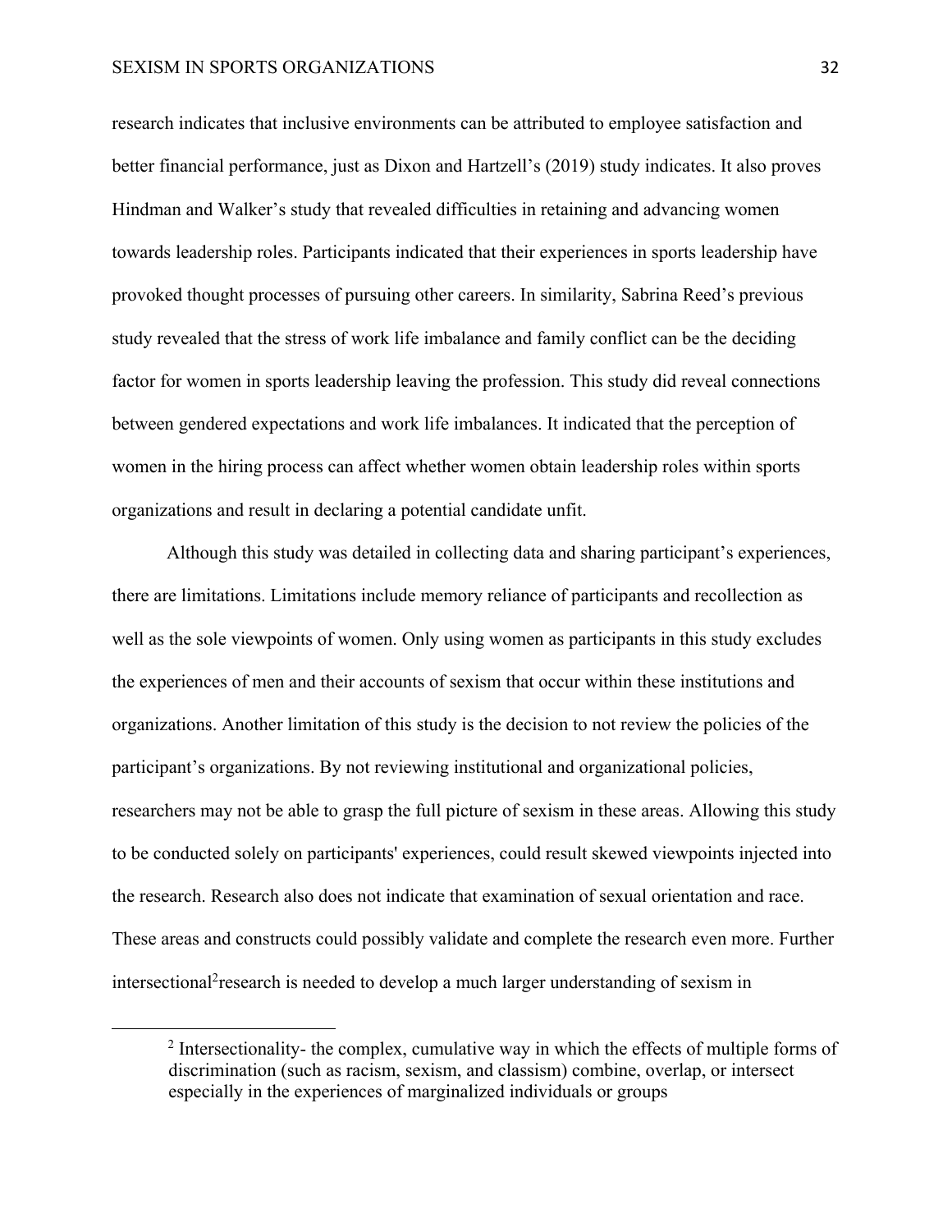research indicates that inclusive environments can be attributed to employee satisfaction and better financial performance, just as Dixon and Hartzell's (2019) study indicates. It also proves Hindman and Walker's study that revealed difficulties in retaining and advancing women towards leadership roles. Participants indicated that their experiences in sports leadership have provoked thought processes of pursuing other careers. In similarity, Sabrina Reed's previous study revealed that the stress of work life imbalance and family conflict can be the deciding factor for women in sports leadership leaving the profession. This study did reveal connections between gendered expectations and work life imbalances. It indicated that the perception of women in the hiring process can affect whether women obtain leadership roles within sports organizations and result in declaring a potential candidate unfit.

Although this study was detailed in collecting data and sharing participant's experiences, there are limitations. Limitations include memory reliance of participants and recollection as well as the sole viewpoints of women. Only using women as participants in this study excludes the experiences of men and their accounts of sexism that occur within these institutions and organizations. Another limitation of this study is the decision to not review the policies of the participant's organizations. By not reviewing institutional and organizational policies, researchers may not be able to grasp the full picture of sexism in these areas. Allowing this study to be conducted solely on participants' experiences, could result skewed viewpoints injected into the research. Research also does not indicate that examination of sexual orientation and race. These areas and constructs could possibly validate and complete the research even more. Further intersectional[2]research is needed to develop a much larger understanding of sexism in

[2] Intersectionality- the complex, cumulative way in which the effects of multiple forms of discrimination (such as racism, sexism, and classism) combine, overlap, or intersect especially in the experiences of marginalized individuals or groups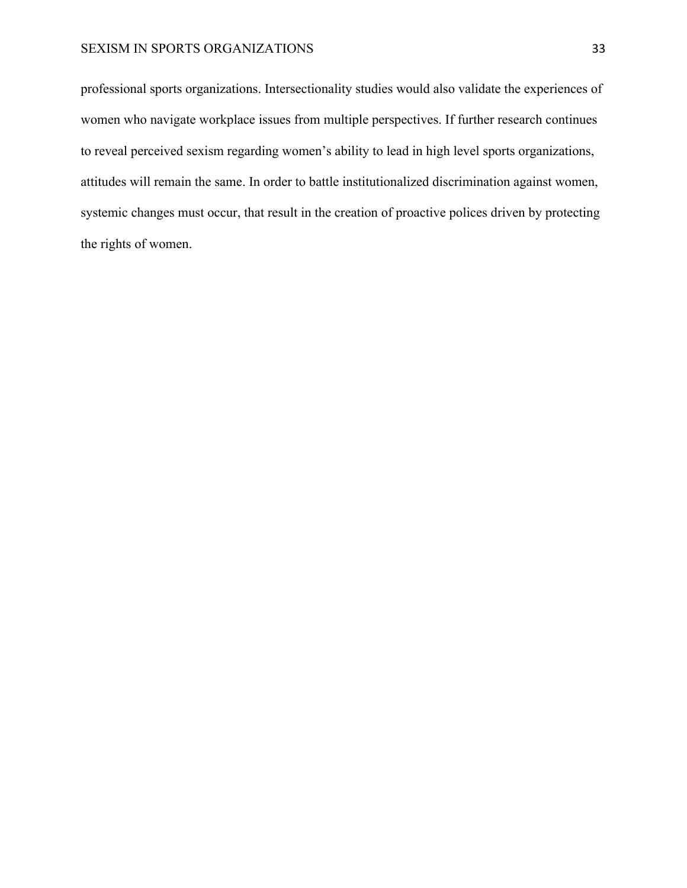professional sports organizations. Intersectionality studies would also validate the experiences of women who navigate workplace issues from multiple perspectives. If further research continues to reveal perceived sexism regarding women's ability to lead in high level sports organizations, attitudes will remain the same. In order to battle institutionalized discrimination against women, systemic changes must occur, that result in the creation of proactive polices driven by protecting the rights of women.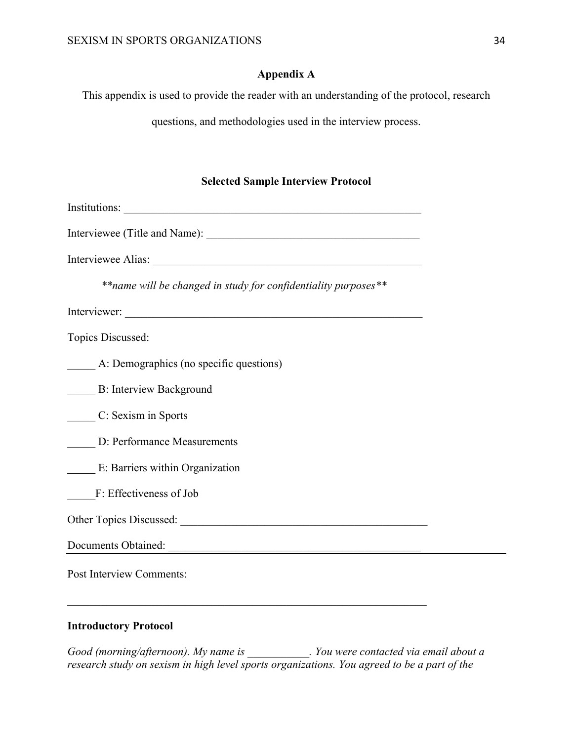## Appendix A

This appendix is used to provide the reader with an understanding of the protocol, research questions, and methodologies used in the interview process.

### Selected Sample Interview Protocol

Institutions: _______________________________________________________

Interviewee (Title and Name): _______________________________________

Interviewee Alias: ___________________________________________________

*\*\*name will be changed in study for confidentiality purposes\*\**

Interviewer: ________________________________________________________

Topics Discussed:

_____ A: Demographics (no specific questions)

_____ B: Interview Background

_____ C: Sexism in Sports

_____ D: Performance Measurements

_____ E: Barriers within Organization

_____F: Effectiveness of Job

Other Topics Discussed: ______________________________________________

Documents Obtained: ________________________________________________

Post Interview Comments:

_____________________________________________________________________

**Introductory Protocol**

*Good (morning/afternoon). My name is ___________. You were contacted via email about a research study on sexism in high level sports organizations. You agreed to be a part of the*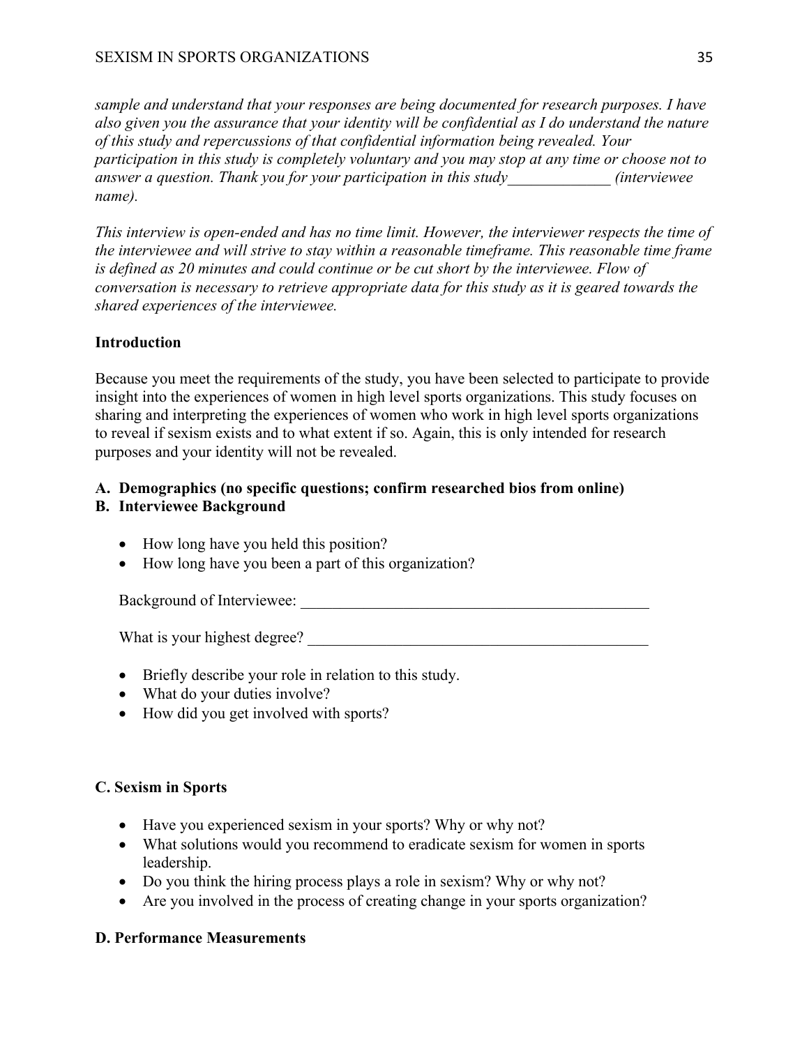*sample and understand that your responses are being documented for research purposes. I have also given you the assurance that your identity will be confidential as I do understand the nature of this study and repercussions of that confidential information being revealed. Your participation in this study is completely voluntary and you may stop at any time or choose not to answer a question. Thank you for your participation in this study_____________ (interviewee name).*

*This interview is open-ended and has no time limit. However, the interviewer respects the time of the interviewee and will strive to stay within a reasonable timeframe. This reasonable time frame is defined as 20 minutes and could continue or be cut short by the interviewee. Flow of conversation is necessary to retrieve appropriate data for this study as it is geared towards the shared experiences of the interviewee.*

**Introduction**

Because you meet the requirements of the study, you have been selected to participate to provide insight into the experiences of women in high level sports organizations. This study focuses on sharing and interpreting the experiences of women who work in high level sports organizations to reveal if sexism exists and to what extent if so. Again, this is only intended for research purposes and your identity will not be revealed.

**A. Demographics (no specific questions; confirm researched bios from online)**

**B. Interviewee Background**

- How long have you held this position?
- How long have you been a part of this organization?

Background of Interviewee: ______________________________________________

What is your highest degree? ____________________________________________

- Briefly describe your role in relation to this study.
- What do your duties involve?
- How did you get involved with sports?

**C. Sexism in Sports**

- Have you experienced sexism in your sports? Why or why not?
- What solutions would you recommend to eradicate sexism for women in sports leadership.
- Do you think the hiring process plays a role in sexism? Why or why not?
- Are you involved in the process of creating change in your sports organization?

**D. Performance Measurements**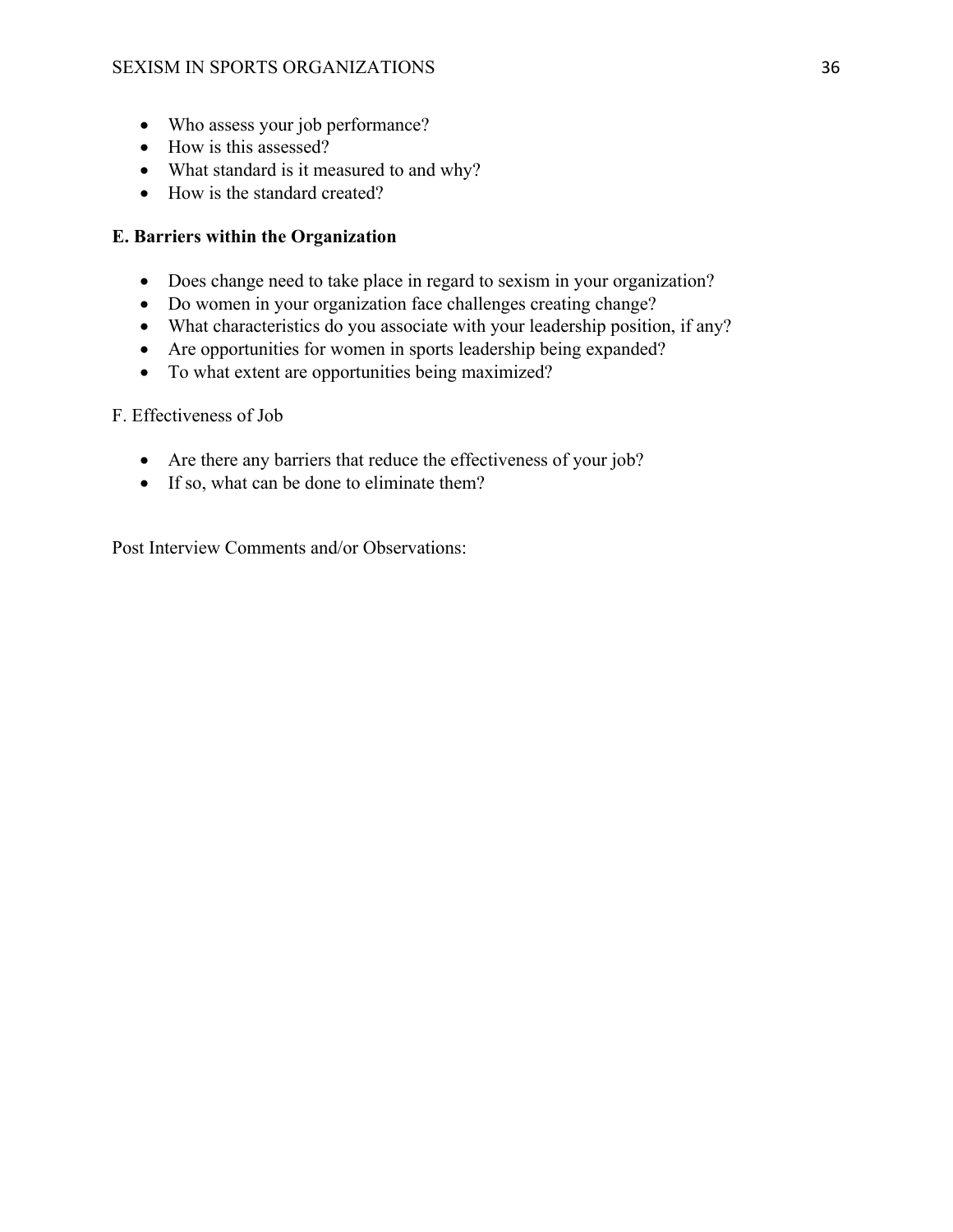- Who assess your job performance?
- How is this assessed?
- What standard is it measured to and why?
- How is the standard created?

**E. Barriers within the Organization**

- Does change need to take place in regard to sexism in your organization?
- Do women in your organization face challenges creating change?
- What characteristics do you associate with your leadership position, if any?
- Are opportunities for women in sports leadership being expanded?
- To what extent are opportunities being maximized?

F. Effectiveness of Job

- Are there any barriers that reduce the effectiveness of your job?
- If so, what can be done to eliminate them?

Post Interview Comments and/or Observations: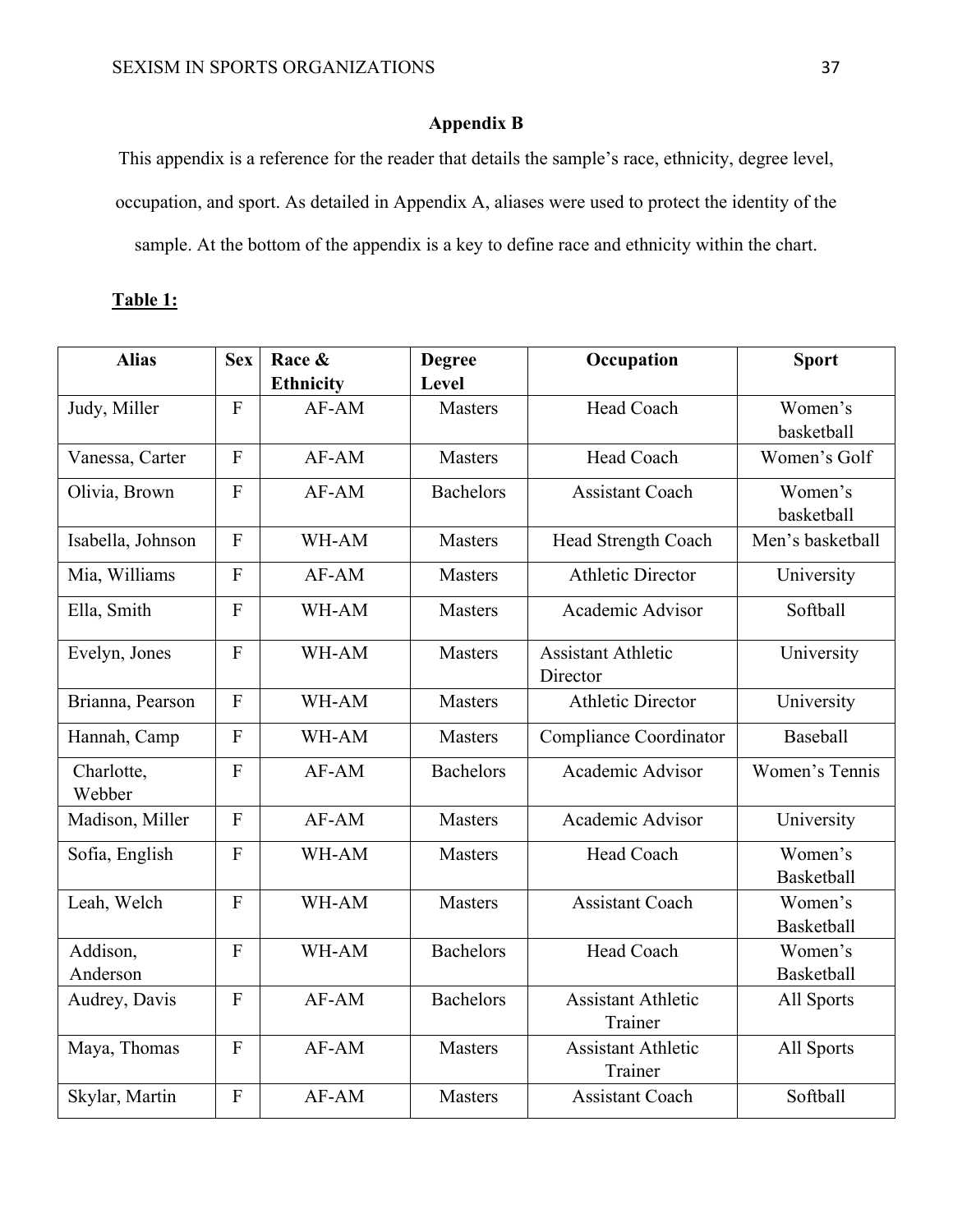## Appendix B

This appendix is a reference for the reader that details the sample's race, ethnicity, degree level, occupation, and sport. As detailed in Appendix A, aliases were used to protect the identity of the sample. At the bottom of the appendix is a key to define race and ethnicity within the chart.

**Table 1:**

| Alias | Sex | Race & Ethnicity | Degree Level | Occupation | Sport |
|---|---|---|---|---|---|
| Judy, Miller | F | AF-AM | Masters | Head Coach | Women's basketball |
| Vanessa, Carter | F | AF-AM | Masters | Head Coach | Women's Golf |
| Olivia, Brown | F | AF-AM | Bachelors | Assistant Coach | Women's basketball |
| Isabella, Johnson | F | WH-AM | Masters | Head Strength Coach | Men's basketball |
| Mia, Williams | F | AF-AM | Masters | Athletic Director | University |
| Ella, Smith | F | WH-AM | Masters | Academic Advisor | Softball |
| Evelyn, Jones | F | WH-AM | Masters | Assistant Athletic Director | University |
| Brianna, Pearson | F | WH-AM | Masters | Athletic Director | University |
| Hannah, Camp | F | WH-AM | Masters | Compliance Coordinator | Baseball |
| Charlotte, Webber | F | AF-AM | Bachelors | Academic Advisor | Women's Tennis |
| Madison, Miller | F | AF-AM | Masters | Academic Advisor | University |
| Sofia, English | F | WH-AM | Masters | Head Coach | Women's Basketball |
| Leah, Welch | F | WH-AM | Masters | Assistant Coach | Women's Basketball |
| Addison, Anderson | F | WH-AM | Bachelors | Head Coach | Women's Basketball |
| Audrey, Davis | F | AF-AM | Bachelors | Assistant Athletic Trainer | All Sports |
| Maya, Thomas | F | AF-AM | Masters | Assistant Athletic Trainer | All Sports |
| Skylar, Martin | F | AF-AM | Masters | Assistant Coach | Softball |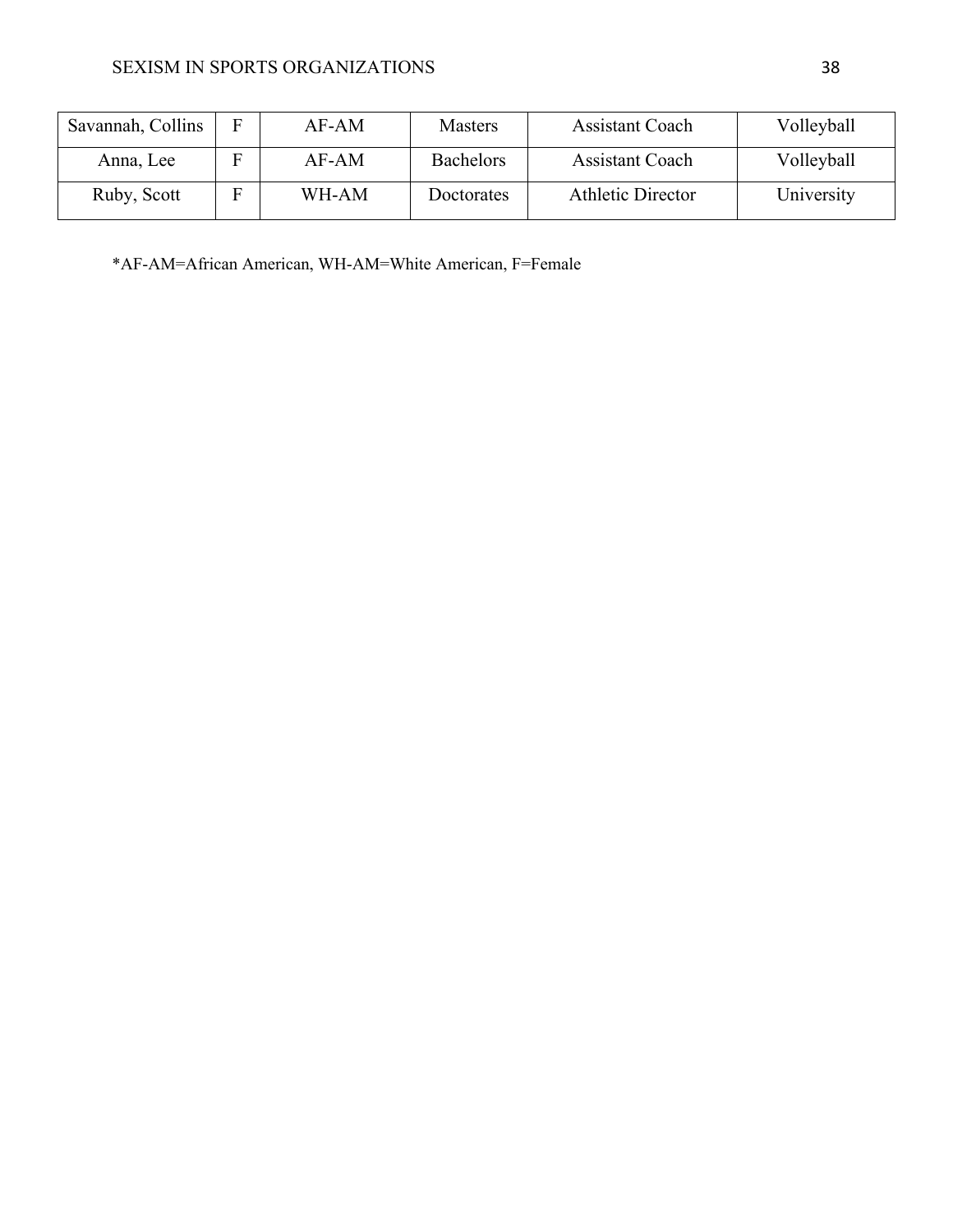| Savannah, Collins | F | AF-AM | Masters | Assistant Coach | Volleyball |
|---|---|---|---|---|---|
| Anna, Lee | F | AF-AM | Bachelors | Assistant Coach | Volleyball |
| Ruby, Scott | F | WH-AM | Doctorates | Athletic Director | University |

*AF-AM=African American, WH-AM=White American, F=Female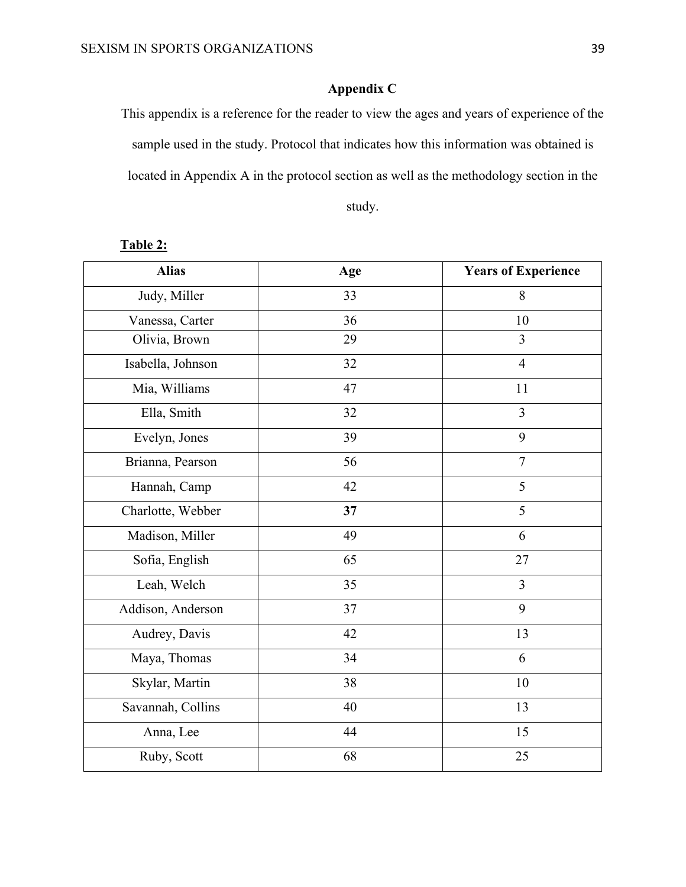## Appendix C

This appendix is a reference for the reader to view the ages and years of experience of the sample used in the study. Protocol that indicates how this information was obtained is located in Appendix A in the protocol section as well as the methodology section in the study.

**Table 2:**

| Alias | Age | Years of Experience |
|---|---|---|
| Judy, Miller | 33 | 8 |
| Vanessa, Carter | 36 | 10 |
| Olivia, Brown | 29 | 3 |
| Isabella, Johnson | 32 | 4 |
| Mia, Williams | 47 | 11 |
| Ella, Smith | 32 | 3 |
| Evelyn, Jones | 39 | 9 |
| Brianna, Pearson | 56 | 7 |
| Hannah, Camp | 42 | 5 |
| Charlotte, Webber | **37** | 5 |
| Madison, Miller | 49 | 6 |
| Sofia, English | 65 | 27 |
| Leah, Welch | 35 | 3 |
| Addison, Anderson | 37 | 9 |
| Audrey, Davis | 42 | 13 |
| Maya, Thomas | 34 | 6 |
| Skylar, Martin | 38 | 10 |
| Savannah, Collins | 40 | 13 |
| Anna, Lee | 44 | 15 |
| Ruby, Scott | 68 | 25 |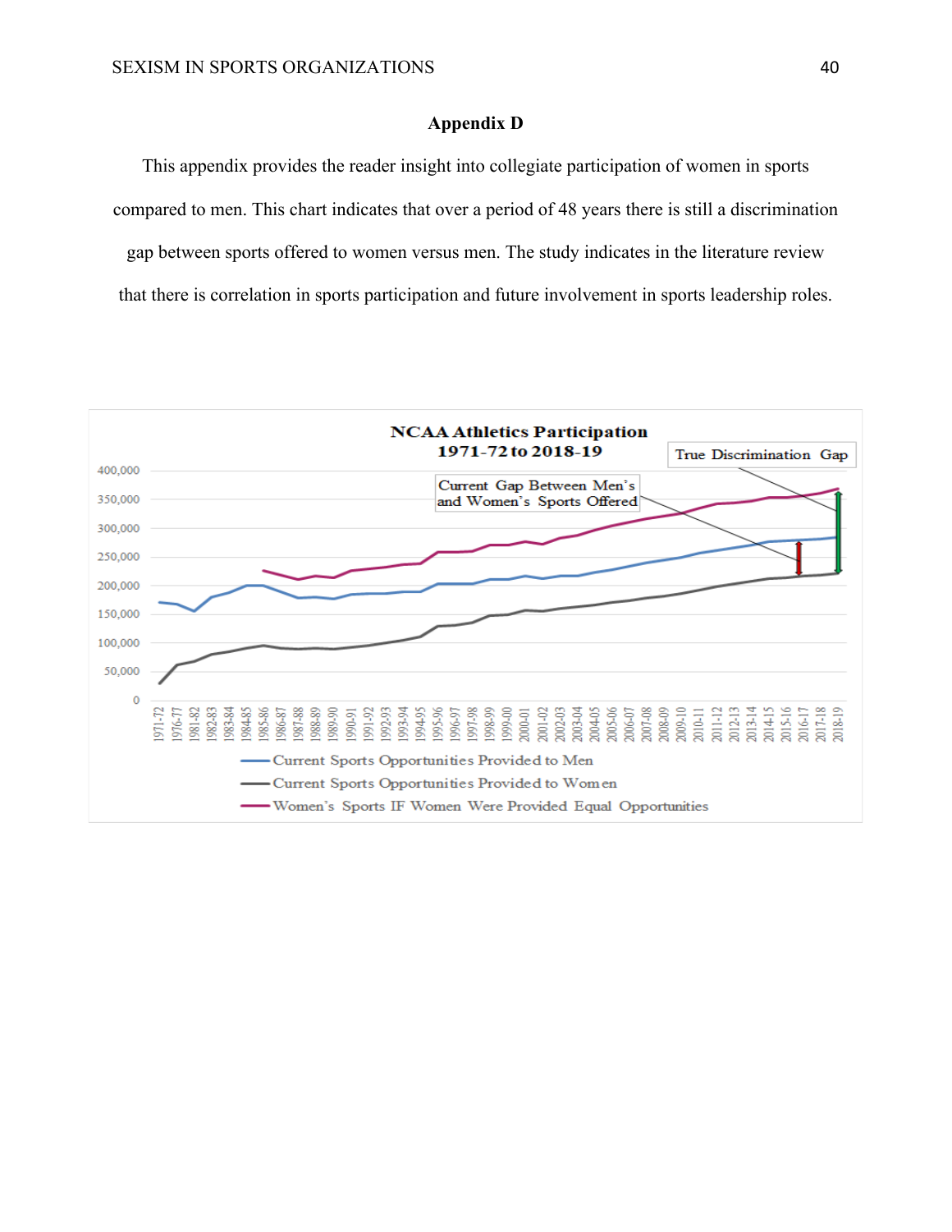## Appendix D

This appendix provides the reader insight into collegiate participation of women in sports compared to men. This chart indicates that over a period of 48 years there is still a discrimination gap between sports offered to women versus men. The study indicates in the literature review that there is correlation in sports participation and future involvement in sports leadership roles.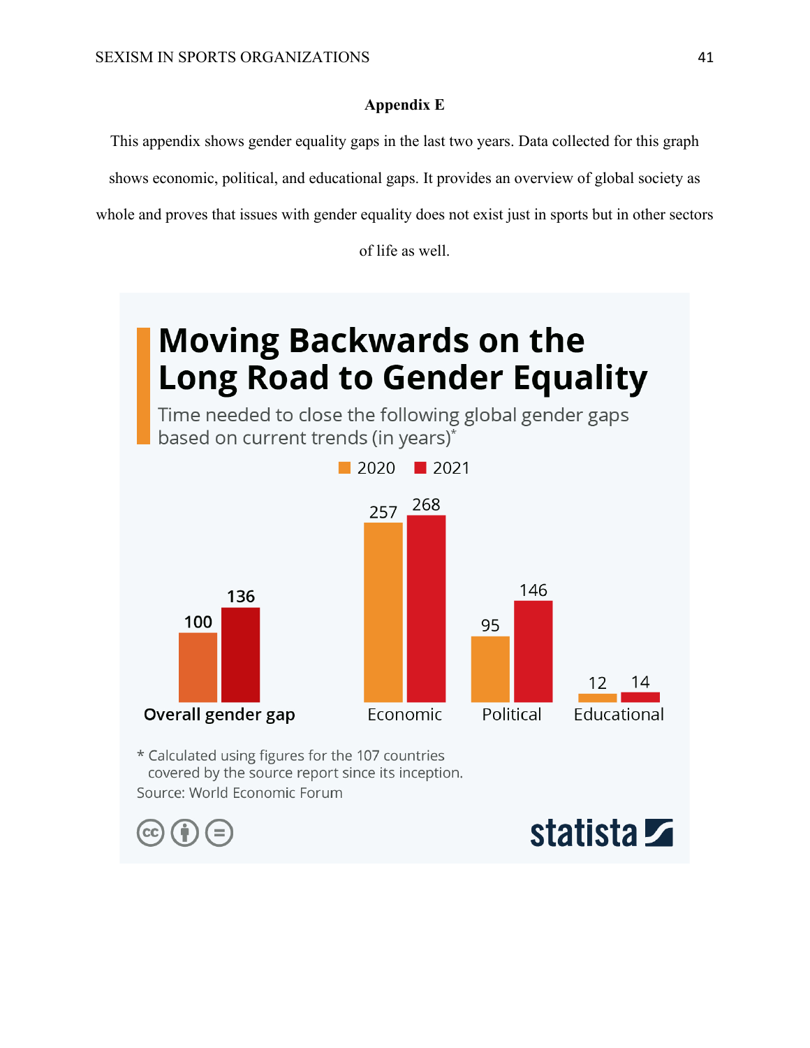**Appendix E**

This appendix shows gender equality gaps in the last two years. Data collected for this graph shows economic, political, and educational gaps. It provides an overview of global society as whole and proves that issues with gender equality does not exist just in sports but in other sectors of life as well.

## Moving Backwards on the Long Road to Gender Equality

Time needed to close the following global gender gaps based on current trends (in years)*

| | 2020 | 2021 |
| --- | --- | --- |
| Overall gender gap | 100 | 136 |
| Economic | 257 | 268 |
| Political | 95 | 146 |
| Educational | 12 | 14 |

* Calculated using figures for the 107 countries covered by the source report since its inception.

Source: World Economic Forum

statista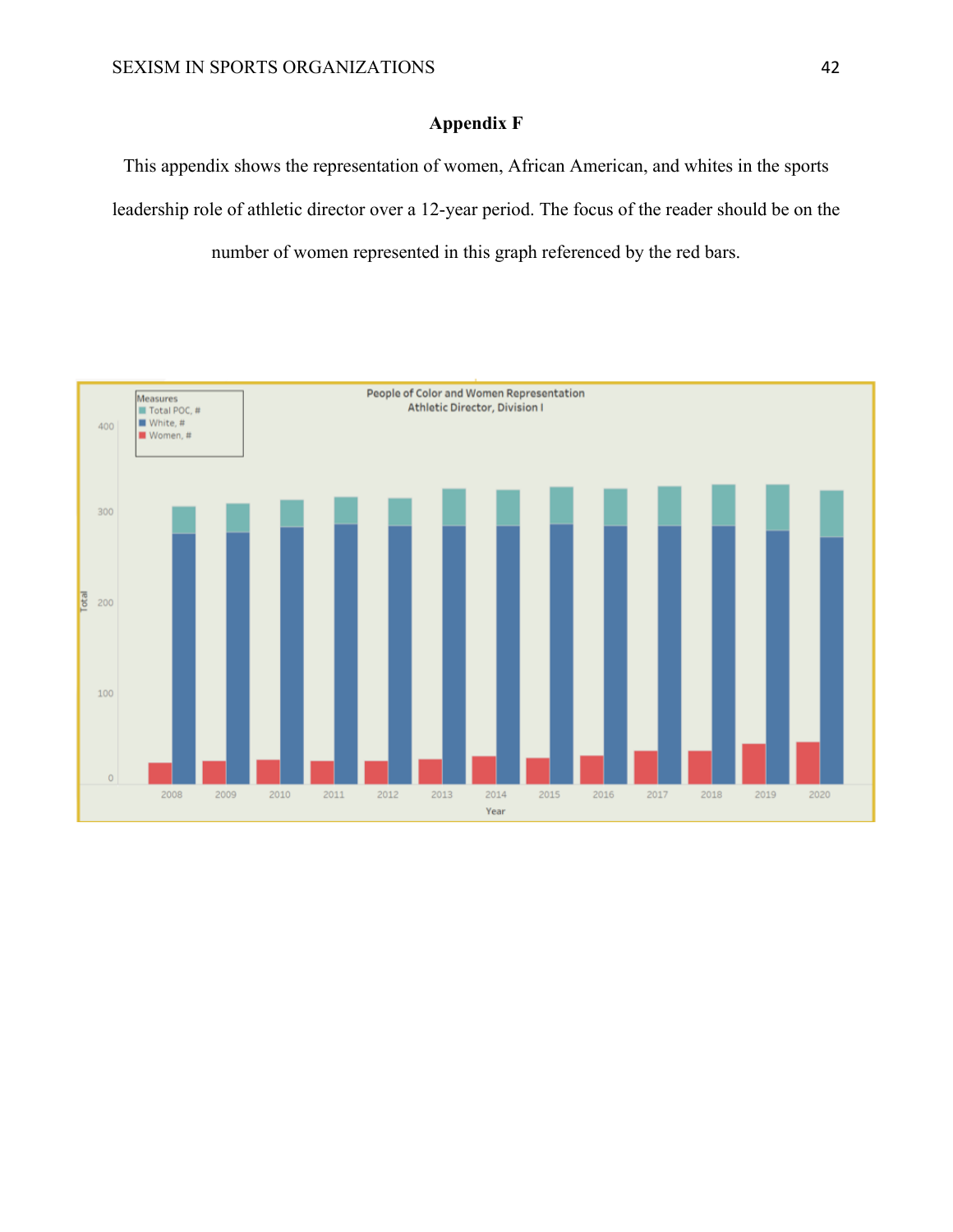## Appendix F

This appendix shows the representation of women, African American, and whites in the sports leadership role of athletic director over a 12-year period. The focus of the reader should be on the number of women represented in this graph referenced by the red bars.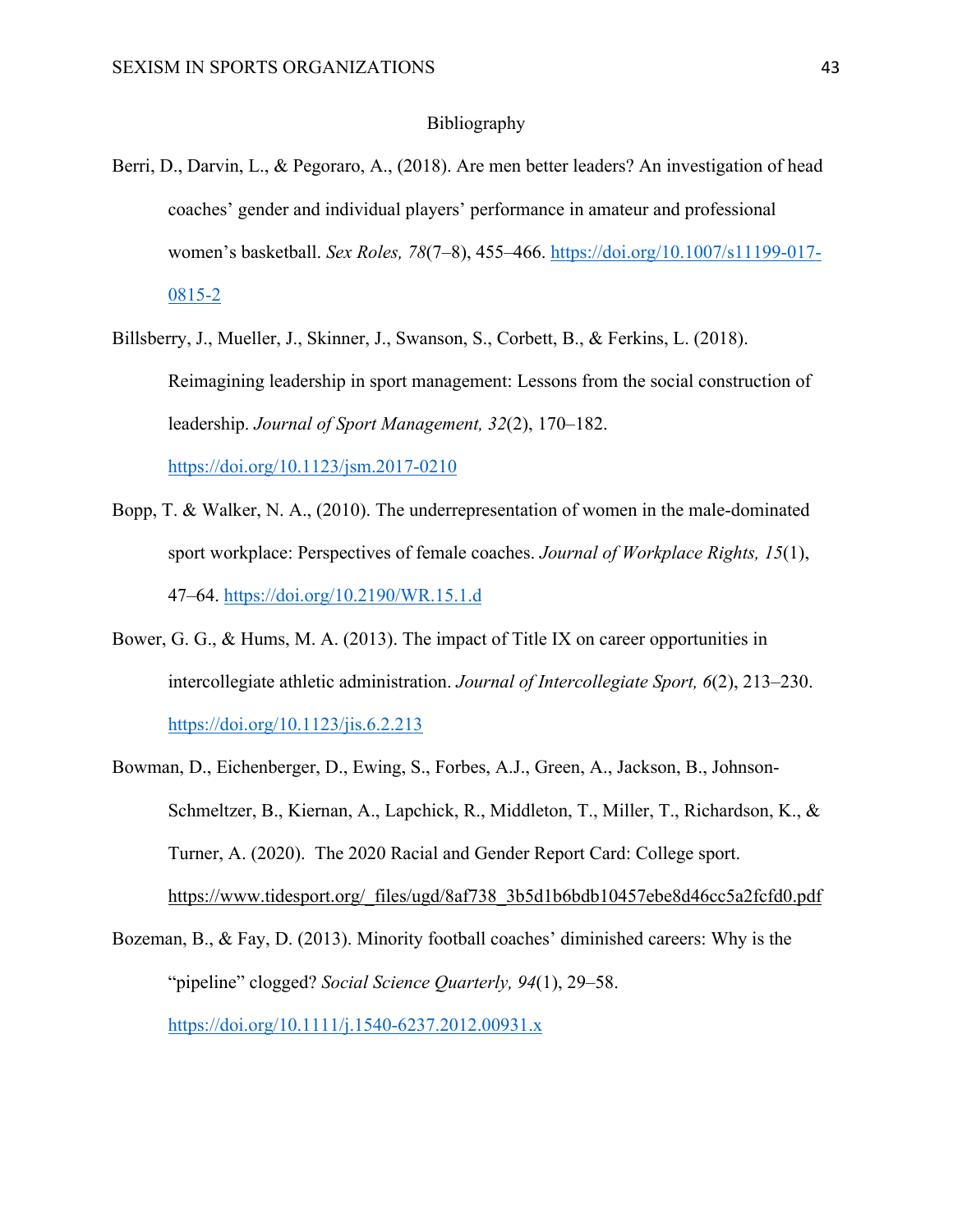# Bibliography

Berri, D., Darvin, L., & Pegoraro, A., (2018). Are men better leaders? An investigation of head coaches' gender and individual players' performance in amateur and professional women's basketball. *Sex Roles, 78*(7–8), 455–466. https://doi.org/10.1007/s11199-017-0815-2

Billsberry, J., Mueller, J., Skinner, J., Swanson, S., Corbett, B., & Ferkins, L. (2018). Reimagining leadership in sport management: Lessons from the social construction of leadership. *Journal of Sport Management, 32*(2), 170–182. https://doi.org/10.1123/jsm.2017-0210

Bopp, T. & Walker, N. A., (2010). The underrepresentation of women in the male-dominated sport workplace: Perspectives of female coaches. *Journal of Workplace Rights, 15*(1), 47–64. https://doi.org/10.2190/WR.15.1.d

Bower, G. G., & Hums, M. A. (2013). The impact of Title IX on career opportunities in intercollegiate athletic administration. *Journal of Intercollegiate Sport, 6*(2), 213–230. https://doi.org/10.1123/jis.6.2.213

Bowman, D., Eichenberger, D., Ewing, S., Forbes, A.J., Green, A., Jackson, B., Johnson-Schmeltzer, B., Kiernan, A., Lapchick, R., Middleton, T., Miller, T., Richardson, K., & Turner, A. (2020). The 2020 Racial and Gender Report Card: College sport. https://www.tidesport.org/_files/ugd/8af738_3b5d1b6bdb10457ebe8d46cc5a2fcfd0.pdf

Bozeman, B., & Fay, D. (2013). Minority football coaches' diminished careers: Why is the "pipeline" clogged? *Social Science Quarterly, 94*(1), 29–58. https://doi.org/10.1111/j.1540-6237.2012.00931.x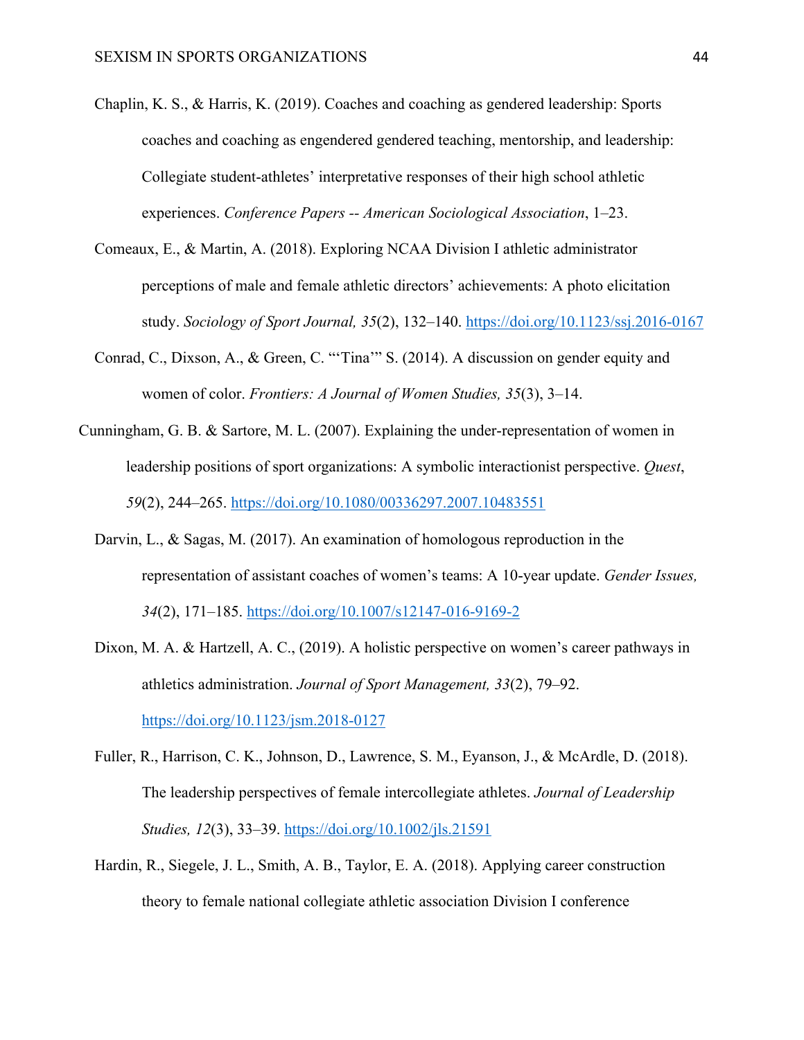Chaplin, K. S., & Harris, K. (2019). Coaches and coaching as gendered leadership: Sports coaches and coaching as engendered gendered teaching, mentorship, and leadership: Collegiate student-athletes' interpretative responses of their high school athletic experiences. *Conference Papers -- American Sociological Association*, 1–23.

Comeaux, E., & Martin, A. (2018). Exploring NCAA Division I athletic administrator perceptions of male and female athletic directors' achievements: A photo elicitation study. *Sociology of Sport Journal, 35*(2), 132–140. https://doi.org/10.1123/ssj.2016-0167

Conrad, C., Dixson, A., & Green, C. "'Tina'" S. (2014). A discussion on gender equity and women of color. *Frontiers: A Journal of Women Studies, 35*(3), 3–14.

Cunningham, G. B. & Sartore, M. L. (2007). Explaining the under-representation of women in leadership positions of sport organizations: A symbolic interactionist perspective. *Quest*, *59*(2), 244–265. https://doi.org/10.1080/00336297.2007.10483551

Darvin, L., & Sagas, M. (2017). An examination of homologous reproduction in the representation of assistant coaches of women's teams: A 10-year update. *Gender Issues, 34*(2), 171–185. https://doi.org/10.1007/s12147-016-9169-2

Dixon, M. A. & Hartzell, A. C., (2019). A holistic perspective on women's career pathways in athletics administration. *Journal of Sport Management, 33*(2), 79–92. https://doi.org/10.1123/jsm.2018-0127

Fuller, R., Harrison, C. K., Johnson, D., Lawrence, S. M., Eyanson, J., & McArdle, D. (2018). The leadership perspectives of female intercollegiate athletes. *Journal of Leadership Studies, 12*(3), 33–39. https://doi.org/10.1002/jls.21591

Hardin, R., Siegele, J. L., Smith, A. B., Taylor, E. A. (2018). Applying career construction theory to female national collegiate athletic association Division I conference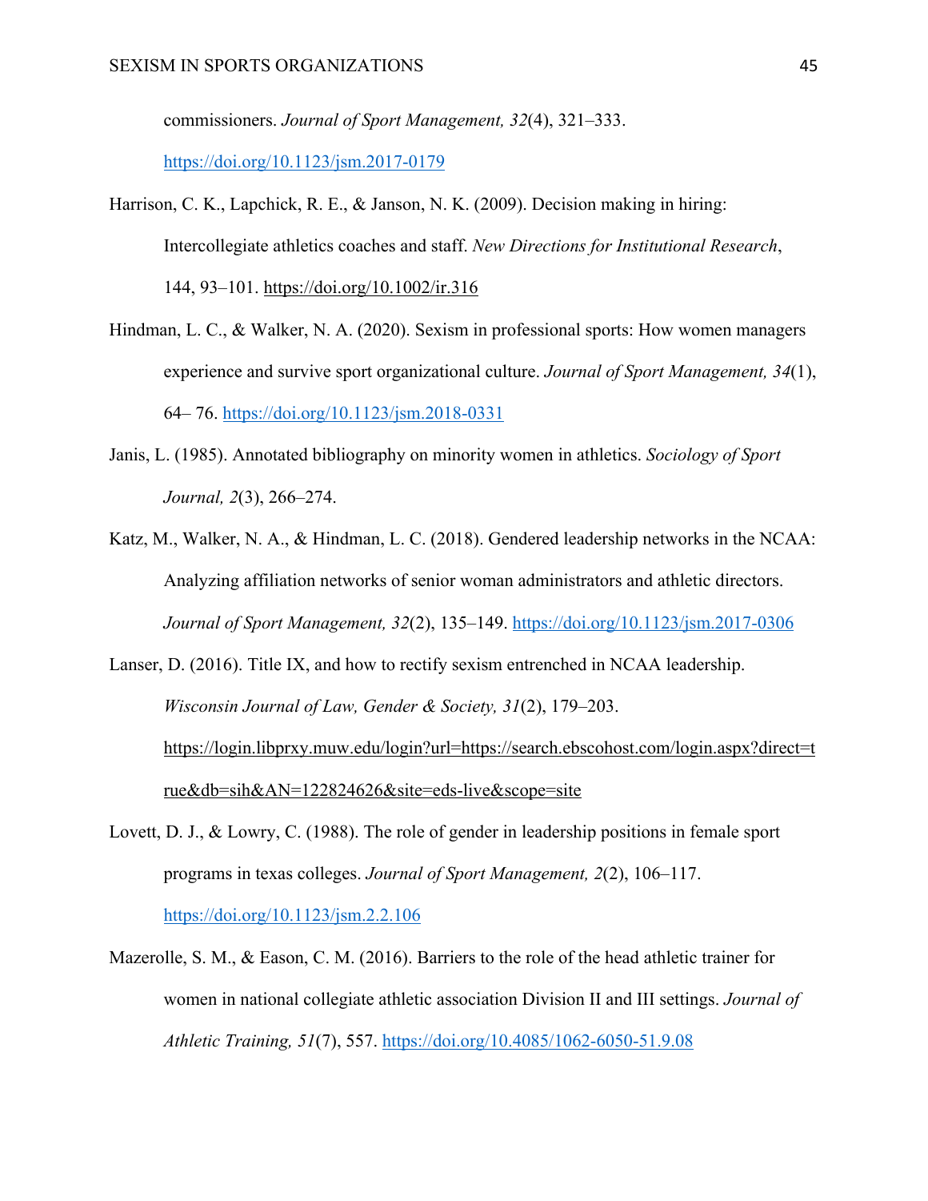commissioners. *Journal of Sport Management, 32*(4), 321–333. https://doi.org/10.1123/jsm.2017-0179

Harrison, C. K., Lapchick, R. E., & Janson, N. K. (2009). Decision making in hiring: Intercollegiate athletics coaches and staff. *New Directions for Institutional Research*, 144, 93–101. https://doi.org/10.1002/ir.316

Hindman, L. C., & Walker, N. A. (2020). Sexism in professional sports: How women managers experience and survive sport organizational culture. *Journal of Sport Management, 34*(1), 64– 76. https://doi.org/10.1123/jsm.2018-0331

Janis, L. (1985). Annotated bibliography on minority women in athletics. *Sociology of Sport Journal, 2*(3), 266–274.

Katz, M., Walker, N. A., & Hindman, L. C. (2018). Gendered leadership networks in the NCAA: Analyzing affiliation networks of senior woman administrators and athletic directors. *Journal of Sport Management, 32*(2), 135–149. https://doi.org/10.1123/jsm.2017-0306

Lanser, D. (2016). Title IX, and how to rectify sexism entrenched in NCAA leadership. *Wisconsin Journal of Law, Gender & Society, 31*(2), 179–203. https://login.libprxy.muw.edu/login?url=https://search.ebscohost.com/login.aspx?direct=true&db=sih&AN=122824626&site=eds-live&scope=site

Lovett, D. J., & Lowry, C. (1988). The role of gender in leadership positions in female sport programs in texas colleges. *Journal of Sport Management, 2*(2), 106–117. https://doi.org/10.1123/jsm.2.2.106

Mazerolle, S. M., & Eason, C. M. (2016). Barriers to the role of the head athletic trainer for women in national collegiate athletic association Division II and III settings. *Journal of Athletic Training, 51*(7), 557. https://doi.org/10.4085/1062-6050-51.9.08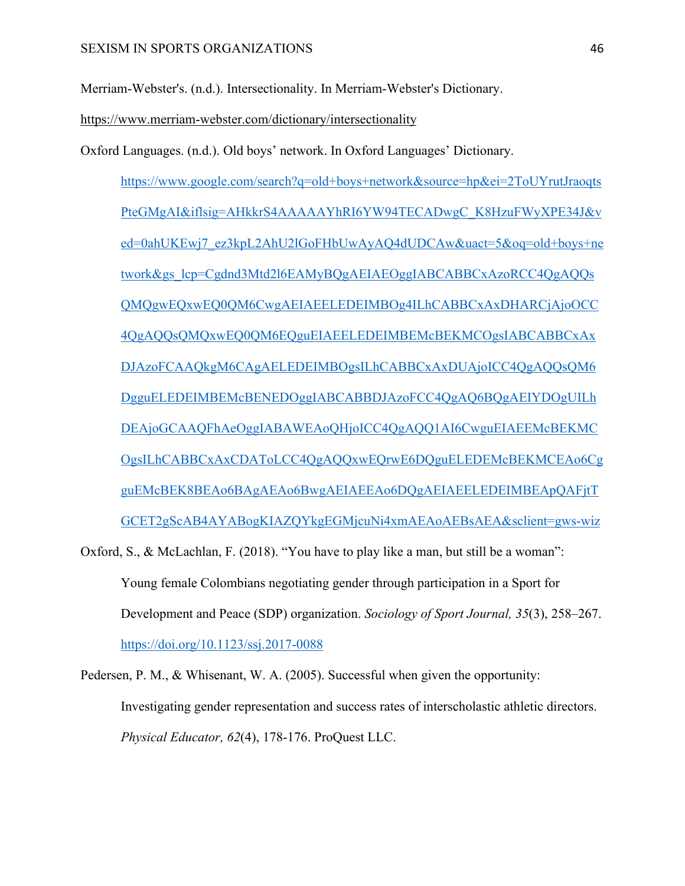Merriam-Webster's. (n.d.). Intersectionality. In Merriam-Webster's Dictionary. https://www.merriam-webster.com/dictionary/intersectionality

Oxford Languages. (n.d.). Old boys' network. In Oxford Languages' Dictionary. https://www.google.com/search?q=old+boys+network&source=hp&ei=2ToUYrutJraoqtsPteGMgAI&iflsig=AHkkrS4AAAAAYhRI6YW94TECADwgC_K8HzuFWyXPE34J&ved=0ahUKEwj7_ez3kpL2AhU2lGoFHbUwAyAQ4dUDCAw&uact=5&oq=old+boys+network&gs_lcp=Cgdnd3Mtd2l6EAMyBQgAEIAEOggIABCABBCxAzoRCC4QgAQQsQMQgwEQxwEQ0QM6CwgAEIAEELEDEIMBOg4ILhCABBCxAxDHARCjAjoOCC4QgAQQsQMQxwEQ0QM6EQguEIAEELEDEIMBEMcBEKMCOgsIABCABBCxAxDJAzoFCAAQkgM6CAgAELEDEIMBOgsILhCABBCxAxDUAjoICC4QgAQQsQM6DgguELEDEIMBEMcBENEDOggIABCABBDJAzoFCC4QgAQ6BQgAEIYDOgUILhDEAjoGCAAQFhAeOggIABAWEAoQHjoICC4QgAQQ1AI6CwguEIAEEMcBEKMCOgsILhCABBCxAxCDAToLCC4QgAQQxwEQrwE6DQguELEDEMcBEKMCEAo6CgguEMcBEK8BEAo6BAgAEAo6BwgAEIAEEAo6DQgAEIAEELEDEIMBEApQAFjtTGCET2gScAB4AYABogKIAZQYkgEGMjcuNi4xmAEAoAEBsAEA&sclient=gws-wiz

Oxford, S., & McLachlan, F. (2018). "You have to play like a man, but still be a woman": Young female Colombians negotiating gender through participation in a Sport for Development and Peace (SDP) organization. *Sociology of Sport Journal, 35*(3), 258–267. https://doi.org/10.1123/ssj.2017-0088

Pedersen, P. M., & Whisenant, W. A. (2005). Successful when given the opportunity: Investigating gender representation and success rates of interscholastic athletic directors. *Physical Educator, 62*(4), 178-176. ProQuest LLC.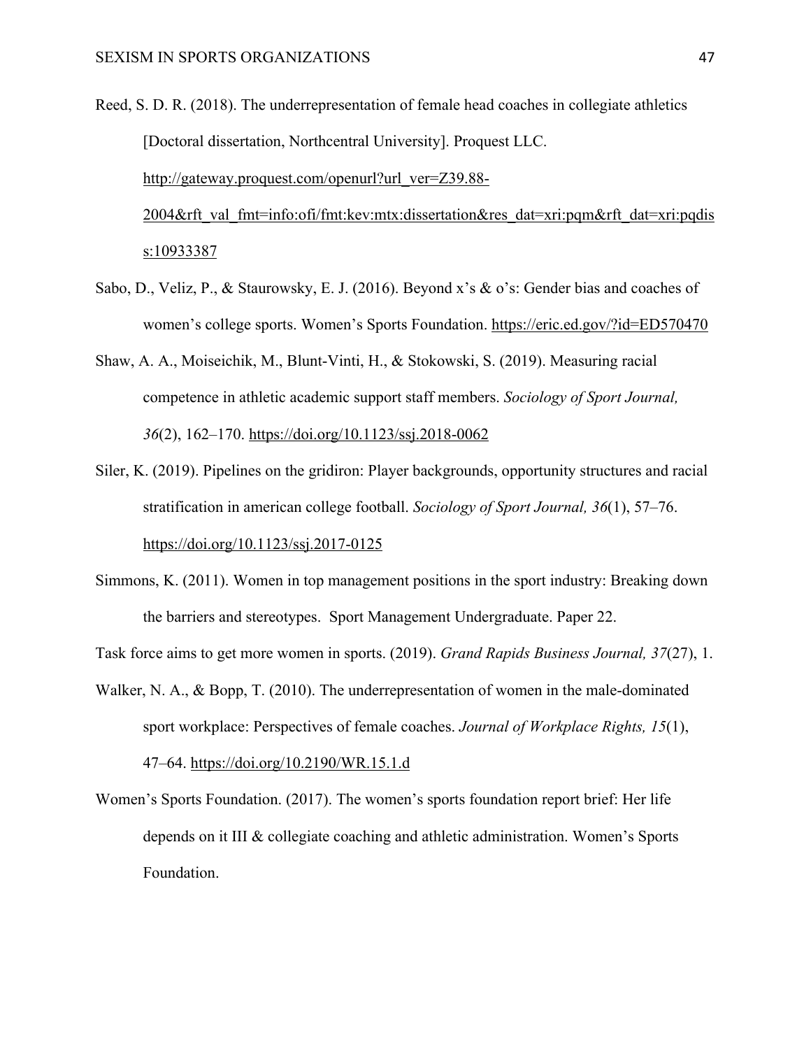Reed, S. D. R. (2018). The underrepresentation of female head coaches in collegiate athletics [Doctoral dissertation, Northcentral University]. Proquest LLC. http://gateway.proquest.com/openurl?url_ver=Z39.88-2004&rft_val_fmt=info:ofi/fmt:kev:mtx:dissertation&res_dat=xri:pqm&rft_dat=xri:pqdiss:10933387

Sabo, D., Veliz, P., & Staurowsky, E. J. (2016). Beyond x's & o's: Gender bias and coaches of women's college sports. Women's Sports Foundation. https://eric.ed.gov/?id=ED570470

Shaw, A. A., Moiseichik, M., Blunt-Vinti, H., & Stokowski, S. (2019). Measuring racial competence in athletic academic support staff members. *Sociology of Sport Journal, 36*(2), 162–170. https://doi.org/10.1123/ssj.2018-0062

Siler, K. (2019). Pipelines on the gridiron: Player backgrounds, opportunity structures and racial stratification in american college football. *Sociology of Sport Journal, 36*(1), 57–76. https://doi.org/10.1123/ssj.2017-0125

Simmons, K. (2011). Women in top management positions in the sport industry: Breaking down the barriers and stereotypes. Sport Management Undergraduate. Paper 22.

Task force aims to get more women in sports. (2019). *Grand Rapids Business Journal, 37*(27), 1.

Walker, N. A., & Bopp, T. (2010). The underrepresentation of women in the male-dominated sport workplace: Perspectives of female coaches. *Journal of Workplace Rights, 15*(1), 47–64. https://doi.org/10.2190/WR.15.1.d

Women's Sports Foundation. (2017). The women's sports foundation report brief: Her life depends on it III & collegiate coaching and athletic administration. Women's Sports Foundation.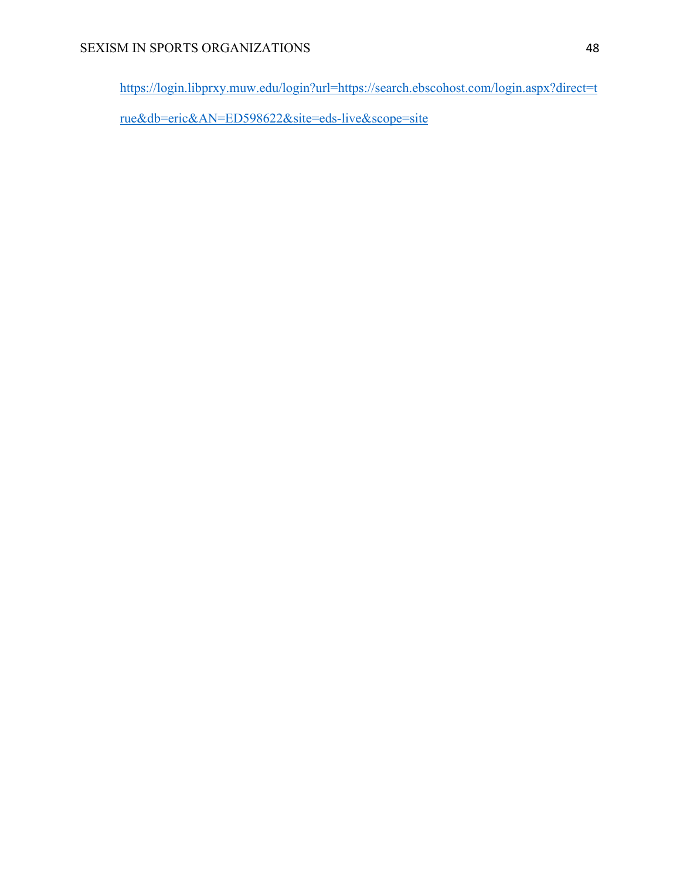https://login.libprxy.muw.edu/login?url=https://search.ebscohost.com/login.aspx?direct=true&db=eric&AN=ED598622&site=eds-live&scope=site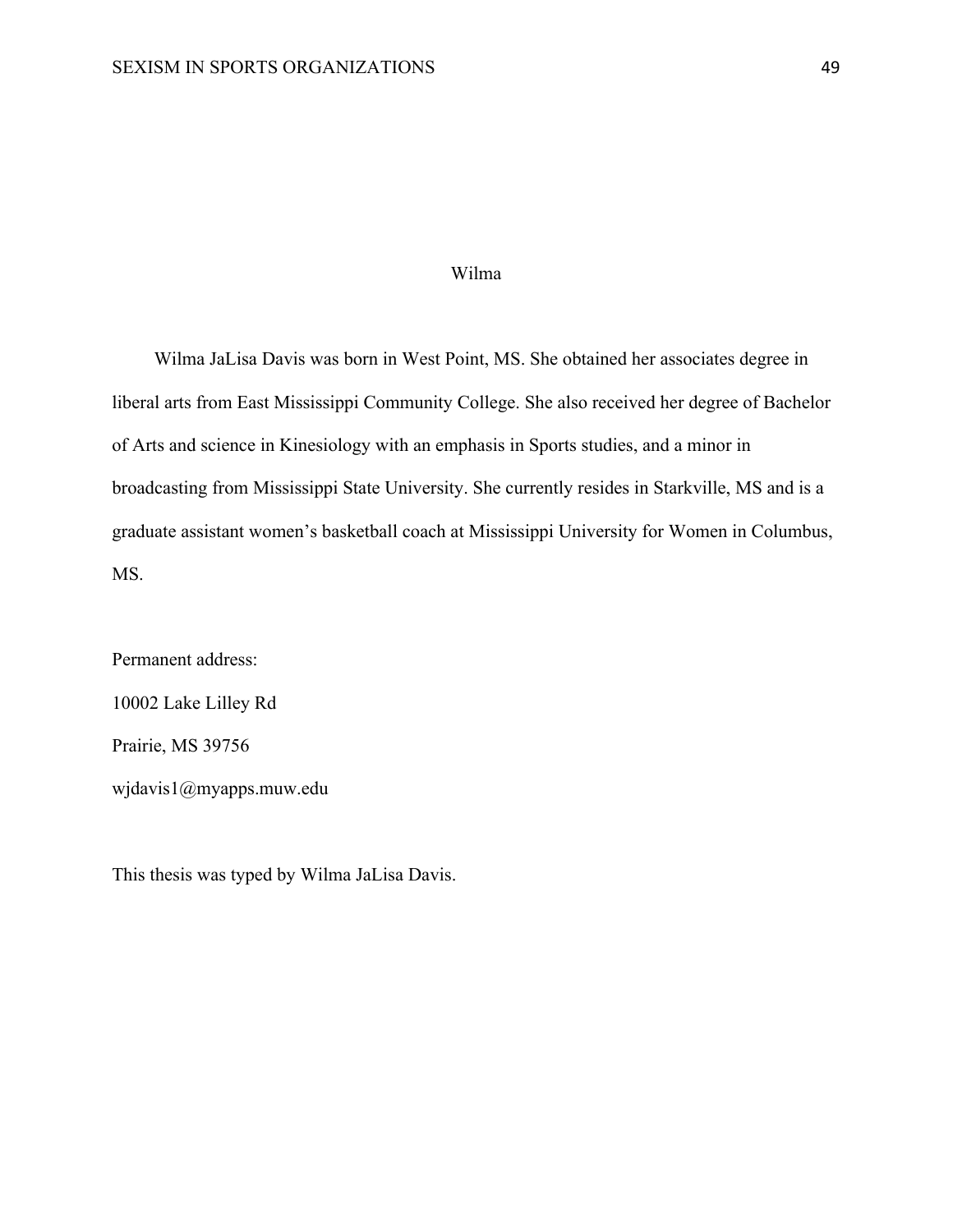## Wilma

Wilma JaLisa Davis was born in West Point, MS. She obtained her associates degree in liberal arts from East Mississippi Community College. She also received her degree of Bachelor of Arts and science in Kinesiology with an emphasis in Sports studies, and a minor in broadcasting from Mississippi State University. She currently resides in Starkville, MS and is a graduate assistant women's basketball coach at Mississippi University for Women in Columbus, MS.

Permanent address:

10002 Lake Lilley Rd

Prairie, MS 39756

wjdavis1@myapps.muw.edu

This thesis was typed by Wilma JaLisa Davis.